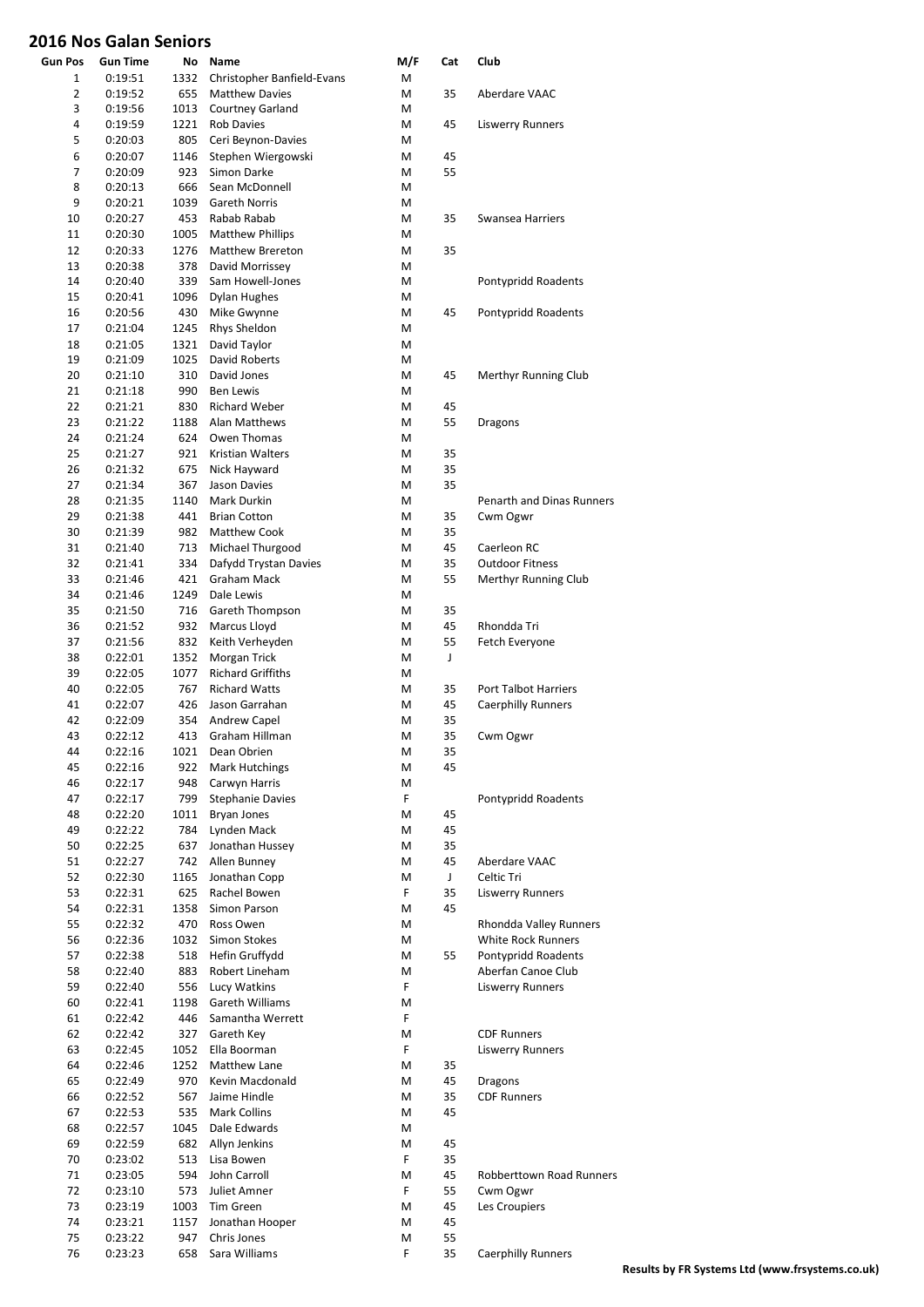# 2016 Nos Galan Seniors

| Gun Pos | Gun Time | No | Name | M/F | Cat | Club |
|---|---|---|---|---|---|---|
| 1 | 0:19:51 | 1332 | Christopher Banfield-Evans | M | | |
| 2 | 0:19:52 | 655 | Matthew Davies | M | 35 | Aberdare VAAC |
| 3 | 0:19:56 | 1013 | Courtney Garland | M | | |
| 4 | 0:19:59 | 1221 | Rob Davies | M | 45 | Liswerry Runners |
| 5 | 0:20:03 | 805 | Ceri Beynon-Davies | M | | |
| 6 | 0:20:07 | 1146 | Stephen Wiergowski | M | 45 | |
| 7 | 0:20:09 | 923 | Simon Darke | M | 55 | |
| 8 | 0:20:13 | 666 | Sean McDonnell | M | | |
| 9 | 0:20:21 | 1039 | Gareth Norris | M | | |
| 10 | 0:20:27 | 453 | Rabab Rabab | M | 35 | Swansea Harriers |
| 11 | 0:20:30 | 1005 | Matthew Phillips | M | | |
| 12 | 0:20:33 | 1276 | Matthew Brereton | M | 35 | |
| 13 | 0:20:38 | 378 | David Morrissey | M | | |
| 14 | 0:20:40 | 339 | Sam Howell-Jones | M | | Pontypridd Roadents |
| 15 | 0:20:41 | 1096 | Dylan Hughes | M | | |
| 16 | 0:20:56 | 430 | Mike Gwynne | M | 45 | Pontypridd Roadents |
| 17 | 0:21:04 | 1245 | Rhys Sheldon | M | | |
| 18 | 0:21:05 | 1321 | David Taylor | M | | |
| 19 | 0:21:09 | 1025 | David Roberts | M | | |
| 20 | 0:21:10 | 310 | David Jones | M | 45 | Merthyr Running Club |
| 21 | 0:21:18 | 990 | Ben Lewis | M | | |
| 22 | 0:21:21 | 830 | Richard Weber | M | 45 | |
| 23 | 0:21:22 | 1188 | Alan Matthews | M | 55 | Dragons |
| 24 | 0:21:24 | 624 | Owen Thomas | M | | |
| 25 | 0:21:27 | 921 | Kristian Walters | M | 35 | |
| 26 | 0:21:32 | 675 | Nick Hayward | M | 35 | |
| 27 | 0:21:34 | 367 | Jason Davies | M | 35 | |
| 28 | 0:21:35 | 1140 | Mark Durkin | M | | Penarth and Dinas Runners |
| 29 | 0:21:38 | 441 | Brian Cotton | M | 35 | Cwm Ogwr |
| 30 | 0:21:39 | 982 | Matthew Cook | M | 35 | |
| 31 | 0:21:40 | 713 | Michael Thurgood | M | 45 | Caerleon RC |
| 32 | 0:21:41 | 334 | Dafydd Trystan Davies | M | 35 | Outdoor Fitness |
| 33 | 0:21:46 | 421 | Graham Mack | M | 55 | Merthyr Running Club |
| 34 | 0:21:46 | 1249 | Dale Lewis | M | | |
| 35 | 0:21:50 | 716 | Gareth Thompson | M | 35 | |
| 36 | 0:21:52 | 932 | Marcus Lloyd | M | 45 | Rhondda Tri |
| 37 | 0:21:56 | 832 | Keith Verheyden | M | 55 | Fetch Everyone |
| 38 | 0:22:01 | 1352 | Morgan Trick | M | J | |
| 39 | 0:22:05 | 1077 | Richard Griffiths | M | | |
| 40 | 0:22:05 | 767 | Richard Watts | M | 35 | Port Talbot Harriers |
| 41 | 0:22:07 | 426 | Jason Garrahan | M | 45 | Caerphilly Runners |
| 42 | 0:22:09 | 354 | Andrew Capel | M | 35 | |
| 43 | 0:22:12 | 413 | Graham Hillman | M | 35 | Cwm Ogwr |
| 44 | 0:22:16 | 1021 | Dean Obrien | M | 35 | |
| 45 | 0:22:16 | 922 | Mark Hutchings | M | 45 | |
| 46 | 0:22:17 | 948 | Carwyn Harris | M | | |
| 47 | 0:22:17 | 799 | Stephanie Davies | F | | Pontypridd Roadents |
| 48 | 0:22:20 | 1011 | Bryan Jones | M | 45 | |
| 49 | 0:22:22 | 784 | Lynden Mack | M | 45 | |
| 50 | 0:22:25 | 637 | Jonathan Hussey | M | 35 | |
| 51 | 0:22:27 | 742 | Allen Bunney | M | 45 | Aberdare VAAC |
| 52 | 0:22:30 | 1165 | Jonathan Copp | M | J | Celtic Tri |
| 53 | 0:22:31 | 625 | Rachel Bowen | F | 35 | Liswerry Runners |
| 54 | 0:22:31 | 1358 | Simon Parson | M | 45 | |
| 55 | 0:22:32 | 470 | Ross Owen | M | | Rhondda Valley Runners |
| 56 | 0:22:36 | 1032 | Simon Stokes | M | | White Rock Runners |
| 57 | 0:22:38 | 518 | Hefin Gruffydd | M | 55 | Pontypridd Roadents |
| 58 | 0:22:40 | 883 | Robert Lineham | M | | Aberfan Canoe Club |
| 59 | 0:22:40 | 556 | Lucy Watkins | F | | Liswerry Runners |
| 60 | 0:22:41 | 1198 | Gareth Williams | M | | |
| 61 | 0:22:42 | 446 | Samantha Werrett | F | | |
| 62 | 0:22:42 | 327 | Gareth Key | M | | CDF Runners |
| 63 | 0:22:45 | 1052 | Ella Boorman | F | | Liswerry Runners |
| 64 | 0:22:46 | 1252 | Matthew Lane | M | 35 | |
| 65 | 0:22:49 | 970 | Kevin Macdonald | M | 45 | Dragons |
| 66 | 0:22:52 | 567 | Jaime Hindle | M | 35 | CDF Runners |
| 67 | 0:22:53 | 535 | Mark Collins | M | 45 | |
| 68 | 0:22:57 | 1045 | Dale Edwards | M | | |
| 69 | 0:22:59 | 682 | Allyn Jenkins | M | 45 | |
| 70 | 0:23:02 | 513 | Lisa Bowen | F | 35 | |
| 71 | 0:23:05 | 594 | John Carroll | M | 45 | Robberttown Road Runners |
| 72 | 0:23:10 | 573 | Juliet Amner | F | 55 | Cwm Ogwr |
| 73 | 0:23:19 | 1003 | Tim Green | M | 45 | Les Croupiers |
| 74 | 0:23:21 | 1157 | Jonathan Hooper | M | 45 | |
| 75 | 0:23:22 | 947 | Chris Jones | M | 55 | |
| 76 | 0:23:23 | 658 | Sara Williams | F | 35 | Caerphilly Runners |

**Results by FR Systems Ltd (www.frsystems.co.uk)**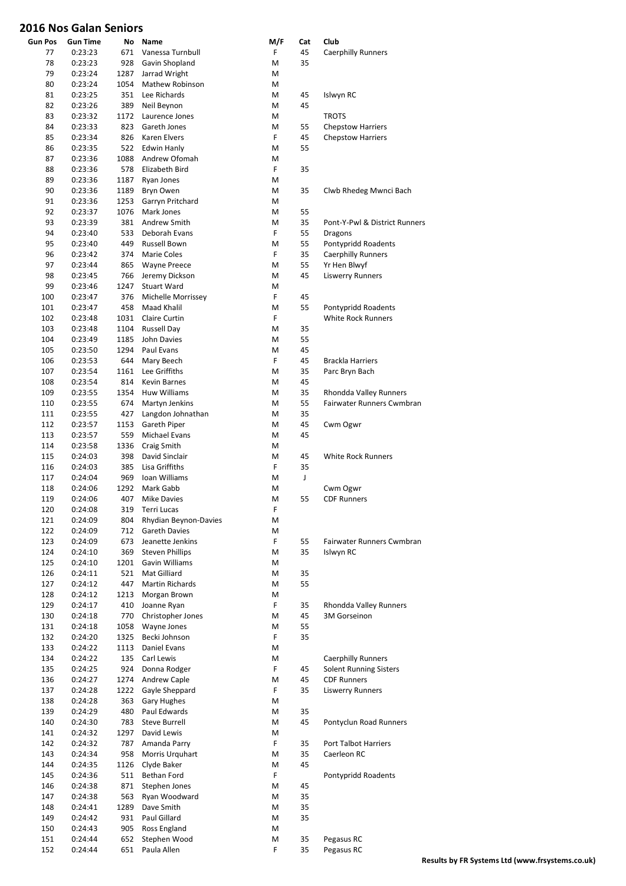## 2016 Nos Galan Seniors

| Gun Pos | Gun Time | No | Name | M/F | Cat | Club |
|---|---|---|---|---|---|---|
| 77 | 0:23:23 | 671 | Vanessa Turnbull | F | 45 | Caerphilly Runners |
| 78 | 0:23:23 | 928 | Gavin Shopland | M | 35 | |
| 79 | 0:23:24 | 1287 | Jarrad Wright | M | | |
| 80 | 0:23:24 | 1054 | Mathew Robinson | M | | |
| 81 | 0:23:25 | 351 | Lee Richards | M | 45 | Islwyn RC |
| 82 | 0:23:26 | 389 | Neil Beynon | M | 45 | |
| 83 | 0:23:32 | 1172 | Laurence Jones | M | | TROTS |
| 84 | 0:23:33 | 823 | Gareth Jones | M | 55 | Chepstow Harriers |
| 85 | 0:23:34 | 826 | Karen Elvers | F | 45 | Chepstow Harriers |
| 86 | 0:23:35 | 522 | Edwin Hanly | M | 55 | |
| 87 | 0:23:36 | 1088 | Andrew Ofomah | M | | |
| 88 | 0:23:36 | 578 | Elizabeth Bird | F | 35 | |
| 89 | 0:23:36 | 1187 | Ryan Jones | M | | |
| 90 | 0:23:36 | 1189 | Bryn Owen | M | 35 | Clwb Rhedeg Mwnci Bach |
| 91 | 0:23:36 | 1253 | Garryn Pritchard | M | | |
| 92 | 0:23:37 | 1076 | Mark Jones | M | 55 | |
| 93 | 0:23:39 | 381 | Andrew Smith | M | 35 | Pont-Y-Pwl & District Runners |
| 94 | 0:23:40 | 533 | Deborah Evans | F | 55 | Dragons |
| 95 | 0:23:40 | 449 | Russell Bown | M | 55 | Pontypridd Roadents |
| 96 | 0:23:42 | 374 | Marie Coles | F | 35 | Caerphilly Runners |
| 97 | 0:23:44 | 865 | Wayne Preece | M | 55 | Yr Hen Blwyf |
| 98 | 0:23:45 | 766 | Jeremy Dickson | M | 45 | Liswerry Runners |
| 99 | 0:23:46 | 1247 | Stuart Ward | M | | |
| 100 | 0:23:47 | 376 | Michelle Morrissey | F | 45 | |
| 101 | 0:23:47 | 458 | Maad Khalil | M | 55 | Pontypridd Roadents |
| 102 | 0:23:48 | 1031 | Claire Curtin | F | | White Rock Runners |
| 103 | 0:23:48 | 1104 | Russell Day | M | 35 | |
| 104 | 0:23:49 | 1185 | John Davies | M | 55 | |
| 105 | 0:23:50 | 1294 | Paul Evans | M | 45 | |
| 106 | 0:23:53 | 644 | Mary Beech | F | 45 | Brackla Harriers |
| 107 | 0:23:54 | 1161 | Lee Griffiths | M | 35 | Parc Bryn Bach |
| 108 | 0:23:54 | 814 | Kevin Barnes | M | 45 | |
| 109 | 0:23:55 | 1354 | Huw Williams | M | 35 | Rhondda Valley Runners |
| 110 | 0:23:55 | 674 | Martyn Jenkins | M | 55 | Fairwater Runners Cwmbran |
| 111 | 0:23:55 | 427 | Langdon Johnathan | M | 35 | |
| 112 | 0:23:57 | 1153 | Gareth Piper | M | 45 | Cwm Ogwr |
| 113 | 0:23:57 | 559 | Michael Evans | M | 45 | |
| 114 | 0:23:58 | 1336 | Craig Smith | M | | |
| 115 | 0:24:03 | 398 | David Sinclair | M | 45 | White Rock Runners |
| 116 | 0:24:03 | 385 | Lisa Griffiths | F | 35 | |
| 117 | 0:24:04 | 969 | Ioan Williams | M | J | |
| 118 | 0:24:06 | 1292 | Mark Gabb | M | | Cwm Ogwr |
| 119 | 0:24:06 | 407 | Mike Davies | M | 55 | CDF Runners |
| 120 | 0:24:08 | 319 | Terri Lucas | F | | |
| 121 | 0:24:09 | 804 | Rhydian Beynon-Davies | M | | |
| 122 | 0:24:09 | 712 | Gareth Davies | M | | |
| 123 | 0:24:09 | 673 | Jeanette Jenkins | F | 55 | Fairwater Runners Cwmbran |
| 124 | 0:24:10 | 369 | Steven Phillips | M | 35 | Islwyn RC |
| 125 | 0:24:10 | 1201 | Gavin Williams | M | | |
| 126 | 0:24:11 | 521 | Mat Gilliard | M | 35 | |
| 127 | 0:24:12 | 447 | Martin Richards | M | 55 | |
| 128 | 0:24:12 | 1213 | Morgan Brown | M | | |
| 129 | 0:24:17 | 410 | Joanne Ryan | F | 35 | Rhondda Valley Runners |
| 130 | 0:24:18 | 770 | Christopher Jones | M | 45 | 3M Gorseinon |
| 131 | 0:24:18 | 1058 | Wayne Jones | M | 55 | |
| 132 | 0:24:20 | 1325 | Becki Johnson | F | 35 | |
| 133 | 0:24:22 | 1113 | Daniel Evans | M | | |
| 134 | 0:24:22 | 135 | Carl Lewis | M | | Caerphilly Runners |
| 135 | 0:24:25 | 924 | Donna Rodger | F | 45 | Solent Running Sisters |
| 136 | 0:24:27 | 1274 | Andrew Caple | M | 45 | CDF Runners |
| 137 | 0:24:28 | 1222 | Gayle Sheppard | F | 35 | Liswerry Runners |
| 138 | 0:24:28 | 363 | Gary Hughes | M | | |
| 139 | 0:24:29 | 480 | Paul Edwards | M | 35 | |
| 140 | 0:24:30 | 783 | Steve Burrell | M | 45 | Pontyclun Road Runners |
| 141 | 0:24:32 | 1297 | David Lewis | M | | |
| 142 | 0:24:32 | 787 | Amanda Parry | F | 35 | Port Talbot Harriers |
| 143 | 0:24:34 | 958 | Morris Urquhart | M | 35 | Caerleon RC |
| 144 | 0:24:35 | 1126 | Clyde Baker | M | 45 | |
| 145 | 0:24:36 | 511 | Bethan Ford | F | | Pontypridd Roadents |
| 146 | 0:24:38 | 871 | Stephen Jones | M | 45 | |
| 147 | 0:24:38 | 563 | Ryan Woodward | M | 35 | |
| 148 | 0:24:41 | 1289 | Dave Smith | M | 35 | |
| 149 | 0:24:42 | 931 | Paul Gillard | M | 35 | |
| 150 | 0:24:43 | 905 | Ross England | M | | |
| 151 | 0:24:44 | 652 | Stephen Wood | M | 35 | Pegasus RC |
| 152 | 0:24:44 | 651 | Paula Allen | F | 35 | Pegasus RC |

**Results by FR Systems Ltd (www.frsystems.co.uk)**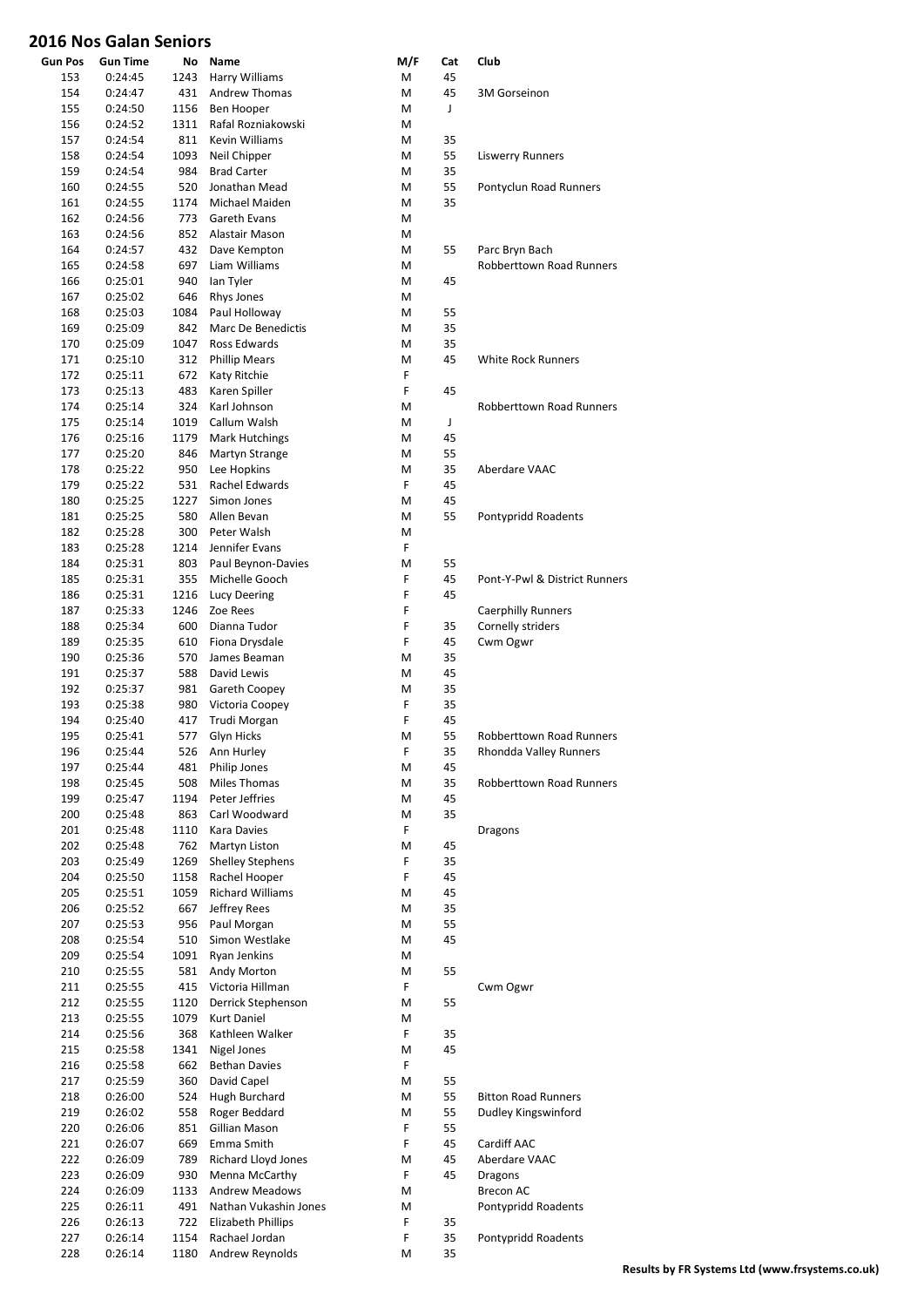# 2016 Nos Galan Seniors

| Gun Pos | Gun Time | No | Name | M/F | Cat | Club |
|---|---|---|---|---|---|---|
| 153 | 0:24:45 | 1243 | Harry Williams | M | 45 | |
| 154 | 0:24:47 | 431 | Andrew Thomas | M | 45 | 3M Gorseinon |
| 155 | 0:24:50 | 1156 | Ben Hooper | M | J | |
| 156 | 0:24:52 | 1311 | Rafal Rozniakowski | M | | |
| 157 | 0:24:54 | 811 | Kevin Williams | M | 35 | |
| 158 | 0:24:54 | 1093 | Neil Chipper | M | 55 | Liswerry Runners |
| 159 | 0:24:54 | 984 | Brad Carter | M | 35 | |
| 160 | 0:24:55 | 520 | Jonathan Mead | M | 55 | Pontyclun Road Runners |
| 161 | 0:24:55 | 1174 | Michael Maiden | M | 35 | |
| 162 | 0:24:56 | 773 | Gareth Evans | M | | |
| 163 | 0:24:56 | 852 | Alastair Mason | M | | |
| 164 | 0:24:57 | 432 | Dave Kempton | M | 55 | Parc Bryn Bach |
| 165 | 0:24:58 | 697 | Liam Williams | M | | Robberttown Road Runners |
| 166 | 0:25:01 | 940 | Ian Tyler | M | 45 | |
| 167 | 0:25:02 | 646 | Rhys Jones | M | | |
| 168 | 0:25:03 | 1084 | Paul Holloway | M | 55 | |
| 169 | 0:25:09 | 842 | Marc De Benedictis | M | 35 | |
| 170 | 0:25:09 | 1047 | Ross Edwards | M | 35 | |
| 171 | 0:25:10 | 312 | Phillip Mears | M | 45 | White Rock Runners |
| 172 | 0:25:11 | 672 | Katy Ritchie | F | | |
| 173 | 0:25:13 | 483 | Karen Spiller | F | 45 | |
| 174 | 0:25:14 | 324 | Karl Johnson | M | | Robberttown Road Runners |
| 175 | 0:25:14 | 1019 | Callum Walsh | M | J | |
| 176 | 0:25:16 | 1179 | Mark Hutchings | M | 45 | |
| 177 | 0:25:20 | 846 | Martyn Strange | M | 55 | |
| 178 | 0:25:22 | 950 | Lee Hopkins | M | 35 | Aberdare VAAC |
| 179 | 0:25:22 | 531 | Rachel Edwards | F | 45 | |
| 180 | 0:25:25 | 1227 | Simon Jones | M | 45 | |
| 181 | 0:25:25 | 580 | Allen Bevan | M | 55 | Pontypridd Roadents |
| 182 | 0:25:28 | 300 | Peter Walsh | M | | |
| 183 | 0:25:28 | 1214 | Jennifer Evans | F | | |
| 184 | 0:25:31 | 803 | Paul Beynon-Davies | M | 55 | |
| 185 | 0:25:31 | 355 | Michelle Gooch | F | 45 | Pont-Y-Pwl & District Runners |
| 186 | 0:25:31 | 1216 | Lucy Deering | F | 45 | |
| 187 | 0:25:33 | 1246 | Zoe Rees | F | | Caerphilly Runners |
| 188 | 0:25:34 | 600 | Dianna Tudor | F | 35 | Cornelly striders |
| 189 | 0:25:35 | 610 | Fiona Drysdale | F | 45 | Cwm Ogwr |
| 190 | 0:25:36 | 570 | James Beaman | M | 35 | |
| 191 | 0:25:37 | 588 | David Lewis | M | 45 | |
| 192 | 0:25:37 | 981 | Gareth Coopey | M | 35 | |
| 193 | 0:25:38 | 980 | Victoria Coopey | F | 35 | |
| 194 | 0:25:40 | 417 | Trudi Morgan | F | 45 | |
| 195 | 0:25:41 | 577 | Glyn Hicks | M | 55 | Robberttown Road Runners |
| 196 | 0:25:44 | 526 | Ann Hurley | F | 35 | Rhondda Valley Runners |
| 197 | 0:25:44 | 481 | Philip Jones | M | 45 | |
| 198 | 0:25:45 | 508 | Miles Thomas | M | 35 | Robberttown Road Runners |
| 199 | 0:25:47 | 1194 | Peter Jeffries | M | 45 | |
| 200 | 0:25:48 | 863 | Carl Woodward | M | 35 | |
| 201 | 0:25:48 | 1110 | Kara Davies | F | | Dragons |
| 202 | 0:25:48 | 762 | Martyn Liston | M | 45 | |
| 203 | 0:25:49 | 1269 | Shelley Stephens | F | 35 | |
| 204 | 0:25:50 | 1158 | Rachel Hooper | F | 45 | |
| 205 | 0:25:51 | 1059 | Richard Williams | M | 45 | |
| 206 | 0:25:52 | 667 | Jeffrey Rees | M | 35 | |
| 207 | 0:25:53 | 956 | Paul Morgan | M | 55 | |
| 208 | 0:25:54 | 510 | Simon Westlake | M | 45 | |
| 209 | 0:25:54 | 1091 | Ryan Jenkins | M | | |
| 210 | 0:25:55 | 581 | Andy Morton | M | 55 | |
| 211 | 0:25:55 | 415 | Victoria Hillman | F | | Cwm Ogwr |
| 212 | 0:25:55 | 1120 | Derrick Stephenson | M | 55 | |
| 213 | 0:25:55 | 1079 | Kurt Daniel | M | | |
| 214 | 0:25:56 | 368 | Kathleen Walker | F | 35 | |
| 215 | 0:25:58 | 1341 | Nigel Jones | M | 45 | |
| 216 | 0:25:58 | 662 | Bethan Davies | F | | |
| 217 | 0:25:59 | 360 | David Capel | M | 55 | |
| 218 | 0:26:00 | 524 | Hugh Burchard | M | 55 | Bitton Road Runners |
| 219 | 0:26:02 | 558 | Roger Beddard | M | 55 | Dudley Kingswinford |
| 220 | 0:26:06 | 851 | Gillian Mason | F | 55 | |
| 221 | 0:26:07 | 669 | Emma Smith | F | 45 | Cardiff AAC |
| 222 | 0:26:09 | 789 | Richard Lloyd Jones | M | 45 | Aberdare VAAC |
| 223 | 0:26:09 | 930 | Menna McCarthy | F | 45 | Dragons |
| 224 | 0:26:09 | 1133 | Andrew Meadows | M | | Brecon AC |
| 225 | 0:26:11 | 491 | Nathan Vukashin Jones | M | | Pontypridd Roadents |
| 226 | 0:26:13 | 722 | Elizabeth Phillips | F | 35 | |
| 227 | 0:26:14 | 1154 | Rachael Jordan | F | 35 | Pontypridd Roadents |
| 228 | 0:26:14 | 1180 | Andrew Reynolds | M | 35 | |

**Results by FR Systems Ltd (www.frsystems.co.uk)**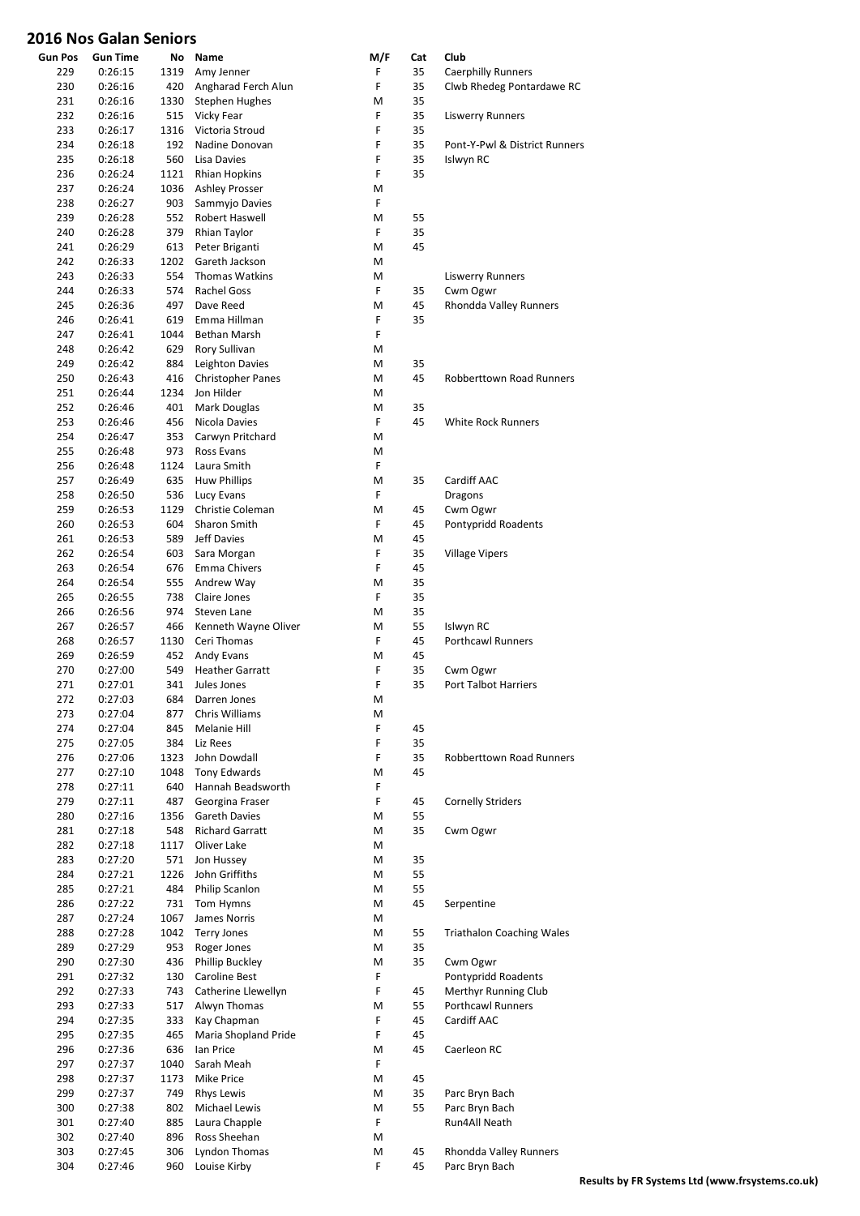# 2016 Nos Galan Seniors

| Gun Pos | Gun Time | No | Name | M/F | Cat | Club |
|---|---|---|---|---|---|---|
| 229 | 0:26:15 | 1319 | Amy Jenner | F | 35 | Caerphilly Runners |
| 230 | 0:26:16 | 420 | Angharad Ferch Alun | F | 35 | Clwb Rhedeg Pontardawe RC |
| 231 | 0:26:16 | 1330 | Stephen Hughes | M | 35 | |
| 232 | 0:26:16 | 515 | Vicky Fear | F | 35 | Liswerry Runners |
| 233 | 0:26:17 | 1316 | Victoria Stroud | F | 35 | |
| 234 | 0:26:18 | 192 | Nadine Donovan | F | 35 | Pont-Y-Pwl & District Runners |
| 235 | 0:26:18 | 560 | Lisa Davies | F | 35 | Islwyn RC |
| 236 | 0:26:24 | 1121 | Rhian Hopkins | F | 35 | |
| 237 | 0:26:24 | 1036 | Ashley Prosser | M | | |
| 238 | 0:26:27 | 903 | Sammyjo Davies | F | | |
| 239 | 0:26:28 | 552 | Robert Haswell | M | 55 | |
| 240 | 0:26:28 | 379 | Rhian Taylor | F | 35 | |
| 241 | 0:26:29 | 613 | Peter Briganti | M | 45 | |
| 242 | 0:26:33 | 1202 | Gareth Jackson | M | | |
| 243 | 0:26:33 | 554 | Thomas Watkins | M | | Liswerry Runners |
| 244 | 0:26:33 | 574 | Rachel Goss | F | 35 | Cwm Ogwr |
| 245 | 0:26:36 | 497 | Dave Reed | M | 45 | Rhondda Valley Runners |
| 246 | 0:26:41 | 619 | Emma Hillman | F | 35 | |
| 247 | 0:26:41 | 1044 | Bethan Marsh | F | | |
| 248 | 0:26:42 | 629 | Rory Sullivan | M | | |
| 249 | 0:26:42 | 884 | Leighton Davies | M | 35 | |
| 250 | 0:26:43 | 416 | Christopher Panes | M | 45 | Robberttown Road Runners |
| 251 | 0:26:44 | 1234 | Jon Hilder | M | | |
| 252 | 0:26:46 | 401 | Mark Douglas | M | 35 | |
| 253 | 0:26:46 | 456 | Nicola Davies | F | 45 | White Rock Runners |
| 254 | 0:26:47 | 353 | Carwyn Pritchard | M | | |
| 255 | 0:26:48 | 973 | Ross Evans | M | | |
| 256 | 0:26:48 | 1124 | Laura Smith | F | | |
| 257 | 0:26:49 | 635 | Huw Phillips | M | 35 | Cardiff AAC |
| 258 | 0:26:50 | 536 | Lucy Evans | F | | Dragons |
| 259 | 0:26:53 | 1129 | Christie Coleman | M | 45 | Cwm Ogwr |
| 260 | 0:26:53 | 604 | Sharon Smith | F | 45 | Pontypridd Roadents |
| 261 | 0:26:53 | 589 | Jeff Davies | M | 45 | |
| 262 | 0:26:54 | 603 | Sara Morgan | F | 35 | Village Vipers |
| 263 | 0:26:54 | 676 | Emma Chivers | F | 45 | |
| 264 | 0:26:54 | 555 | Andrew Way | M | 35 | |
| 265 | 0:26:55 | 738 | Claire Jones | F | 35 | |
| 266 | 0:26:56 | 974 | Steven Lane | M | 35 | |
| 267 | 0:26:57 | 466 | Kenneth Wayne Oliver | M | 55 | Islwyn RC |
| 268 | 0:26:57 | 1130 | Ceri Thomas | F | 45 | Porthcawl Runners |
| 269 | 0:26:59 | 452 | Andy Evans | M | 45 | |
| 270 | 0:27:00 | 549 | Heather Garratt | F | 35 | Cwm Ogwr |
| 271 | 0:27:01 | 341 | Jules Jones | F | 35 | Port Talbot Harriers |
| 272 | 0:27:03 | 684 | Darren Jones | M | | |
| 273 | 0:27:04 | 877 | Chris Williams | M | | |
| 274 | 0:27:04 | 845 | Melanie Hill | F | 45 | |
| 275 | 0:27:05 | 384 | Liz Rees | F | 35 | |
| 276 | 0:27:06 | 1323 | John Dowdall | F | 35 | Robberttown Road Runners |
| 277 | 0:27:10 | 1048 | Tony Edwards | M | 45 | |
| 278 | 0:27:11 | 640 | Hannah Beadsworth | F | | |
| 279 | 0:27:11 | 487 | Georgina Fraser | F | 45 | Cornelly Striders |
| 280 | 0:27:16 | 1356 | Gareth Davies | M | 55 | |
| 281 | 0:27:18 | 548 | Richard Garratt | M | 35 | Cwm Ogwr |
| 282 | 0:27:18 | 1117 | Oliver Lake | M | | |
| 283 | 0:27:20 | 571 | Jon Hussey | M | 35 | |
| 284 | 0:27:21 | 1226 | John Griffiths | M | 55 | |
| 285 | 0:27:21 | 484 | Philip Scanlon | M | 55 | |
| 286 | 0:27:22 | 731 | Tom Hymns | M | 45 | Serpentine |
| 287 | 0:27:24 | 1067 | James Norris | M | | |
| 288 | 0:27:28 | 1042 | Terry Jones | M | 55 | Triathalon Coaching Wales |
| 289 | 0:27:29 | 953 | Roger Jones | M | 35 | |
| 290 | 0:27:30 | 436 | Phillip Buckley | M | 35 | Cwm Ogwr |
| 291 | 0:27:32 | 130 | Caroline Best | F | | Pontypridd Roadents |
| 292 | 0:27:33 | 743 | Catherine Llewellyn | F | 45 | Merthyr Running Club |
| 293 | 0:27:33 | 517 | Alwyn Thomas | M | 55 | Porthcawl Runners |
| 294 | 0:27:35 | 333 | Kay Chapman | F | 45 | Cardiff AAC |
| 295 | 0:27:35 | 465 | Maria Shopland Pride | F | 45 | |
| 296 | 0:27:36 | 636 | Ian Price | M | 45 | Caerleon RC |
| 297 | 0:27:37 | 1040 | Sarah Meah | F | | |
| 298 | 0:27:37 | 1173 | Mike Price | M | 45 | |
| 299 | 0:27:37 | 749 | Rhys Lewis | M | 35 | Parc Bryn Bach |
| 300 | 0:27:38 | 802 | Michael Lewis | M | 55 | Parc Bryn Bach |
| 301 | 0:27:40 | 885 | Laura Chapple | F | | Run4All Neath |
| 302 | 0:27:40 | 896 | Ross Sheehan | M | | |
| 303 | 0:27:45 | 306 | Lyndon Thomas | M | 45 | Rhondda Valley Runners |
| 304 | 0:27:46 | 960 | Louise Kirby | F | 45 | Parc Bryn Bach |

**Results by FR Systems Ltd (www.frsystems.co.uk)**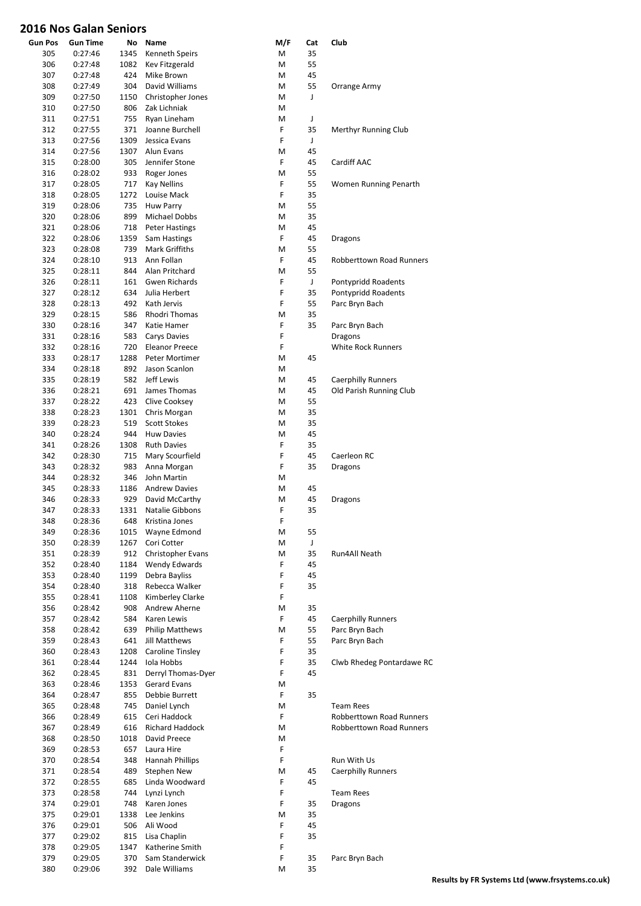# 2016 Nos Galan Seniors

| Gun Pos | Gun Time | No | Name | M/F | Cat | Club |
|---|---|---|---|---|---|---|
| 305 | 0:27:46 | 1345 | Kenneth Speirs | M | 35 | |
| 306 | 0:27:48 | 1082 | Kev Fitzgerald | M | 55 | |
| 307 | 0:27:48 | 424 | Mike Brown | M | 45 | |
| 308 | 0:27:49 | 304 | David Williams | M | 55 | Orrange Army |
| 309 | 0:27:50 | 1150 | Christopher Jones | M | J | |
| 310 | 0:27:50 | 806 | Zak Lichniak | M | | |
| 311 | 0:27:51 | 755 | Ryan Lineham | M | J | |
| 312 | 0:27:55 | 371 | Joanne Burchell | F | 35 | Merthyr Running Club |
| 313 | 0:27:56 | 1309 | Jessica Evans | F | J | |
| 314 | 0:27:56 | 1307 | Alun Evans | M | 45 | |
| 315 | 0:28:00 | 305 | Jennifer Stone | F | 45 | Cardiff AAC |
| 316 | 0:28:02 | 933 | Roger Jones | M | 55 | |
| 317 | 0:28:05 | 717 | Kay Nellins | F | 55 | Women Running Penarth |
| 318 | 0:28:05 | 1272 | Louise Mack | F | 35 | |
| 319 | 0:28:06 | 735 | Huw Parry | M | 55 | |
| 320 | 0:28:06 | 899 | Michael Dobbs | M | 35 | |
| 321 | 0:28:06 | 718 | Peter Hastings | M | 45 | |
| 322 | 0:28:06 | 1359 | Sam Hastings | F | 45 | Dragons |
| 323 | 0:28:08 | 739 | Mark Griffiths | M | 55 | |
| 324 | 0:28:10 | 913 | Ann Follan | F | 45 | Robberttown Road Runners |
| 325 | 0:28:11 | 844 | Alan Pritchard | M | 55 | |
| 326 | 0:28:11 | 161 | Gwen Richards | F | J | Pontypridd Roadents |
| 327 | 0:28:12 | 634 | Julia Herbert | F | 35 | Pontypridd Roadents |
| 328 | 0:28:13 | 492 | Kath Jervis | F | 55 | Parc Bryn Bach |
| 329 | 0:28:15 | 586 | Rhodri Thomas | M | 35 | |
| 330 | 0:28:16 | 347 | Katie Hamer | F | 35 | Parc Bryn Bach |
| 331 | 0:28:16 | 583 | Carys Davies | F | | Dragons |
| 332 | 0:28:16 | 720 | Eleanor Preece | F | | White Rock Runners |
| 333 | 0:28:17 | 1288 | Peter Mortimer | M | 45 | |
| 334 | 0:28:18 | 892 | Jason Scanlon | M | | |
| 335 | 0:28:19 | 582 | Jeff Lewis | M | 45 | Caerphilly Runners |
| 336 | 0:28:21 | 691 | James Thomas | M | 45 | Old Parish Running Club |
| 337 | 0:28:22 | 423 | Clive Cooksey | M | 55 | |
| 338 | 0:28:23 | 1301 | Chris Morgan | M | 35 | |
| 339 | 0:28:23 | 519 | Scott Stokes | M | 35 | |
| 340 | 0:28:24 | 944 | Huw Davies | M | 45 | |
| 341 | 0:28:26 | 1308 | Ruth Davies | F | 35 | |
| 342 | 0:28:30 | 715 | Mary Scourfield | F | 45 | Caerleon RC |
| 343 | 0:28:32 | 983 | Anna Morgan | F | 35 | Dragons |
| 344 | 0:28:32 | 346 | John Martin | M | | |
| 345 | 0:28:33 | 1186 | Andrew Davies | M | 45 | |
| 346 | 0:28:33 | 929 | David McCarthy | M | 45 | Dragons |
| 347 | 0:28:33 | 1331 | Natalie Gibbons | F | 35 | |
| 348 | 0:28:36 | 648 | Kristina Jones | F | | |
| 349 | 0:28:36 | 1015 | Wayne Edmond | M | 55 | |
| 350 | 0:28:39 | 1267 | Cori Cotter | M | J | |
| 351 | 0:28:39 | 912 | Christopher Evans | M | 35 | Run4All Neath |
| 352 | 0:28:40 | 1184 | Wendy Edwards | F | 45 | |
| 353 | 0:28:40 | 1199 | Debra Bayliss | F | 45 | |
| 354 | 0:28:40 | 318 | Rebecca Walker | F | 35 | |
| 355 | 0:28:41 | 1108 | Kimberley Clarke | F | | |
| 356 | 0:28:42 | 908 | Andrew Aherne | M | 35 | |
| 357 | 0:28:42 | 584 | Karen Lewis | F | 45 | Caerphilly Runners |
| 358 | 0:28:42 | 639 | Philip Matthews | M | 55 | Parc Bryn Bach |
| 359 | 0:28:43 | 641 | Jill Matthews | F | 55 | Parc Bryn Bach |
| 360 | 0:28:43 | 1208 | Caroline Tinsley | F | 35 | |
| 361 | 0:28:44 | 1244 | Iola Hobbs | F | 35 | Clwb Rhedeg Pontardawe RC |
| 362 | 0:28:45 | 831 | Derryl Thomas-Dyer | F | 45 | |
| 363 | 0:28:46 | 1353 | Gerard Evans | M | | |
| 364 | 0:28:47 | 855 | Debbie Burrett | F | 35 | |
| 365 | 0:28:48 | 745 | Daniel Lynch | M | | Team Rees |
| 366 | 0:28:49 | 615 | Ceri Haddock | F | | Robberttown Road Runners |
| 367 | 0:28:49 | 616 | Richard Haddock | M | | Robberttown Road Runners |
| 368 | 0:28:50 | 1018 | David Preece | M | | |
| 369 | 0:28:53 | 657 | Laura Hire | F | | |
| 370 | 0:28:54 | 348 | Hannah Phillips | F | | Run With Us |
| 371 | 0:28:54 | 489 | Stephen New | M | 45 | Caerphilly Runners |
| 372 | 0:28:55 | 685 | Linda Woodward | F | 45 | |
| 373 | 0:28:58 | 744 | Lynzi Lynch | F | | Team Rees |
| 374 | 0:29:01 | 748 | Karen Jones | F | 35 | Dragons |
| 375 | 0:29:01 | 1338 | Lee Jenkins | M | 35 | |
| 376 | 0:29:01 | 506 | Ali Wood | F | 45 | |
| 377 | 0:29:02 | 815 | Lisa Chaplin | F | 35 | |
| 378 | 0:29:05 | 1347 | Katherine Smith | F | | |
| 379 | 0:29:05 | 370 | Sam Standerwick | F | 35 | Parc Bryn Bach |
| 380 | 0:29:06 | 392 | Dale Williams | M | 35 | |

**Results by FR Systems Ltd (www.frsystems.co.uk)**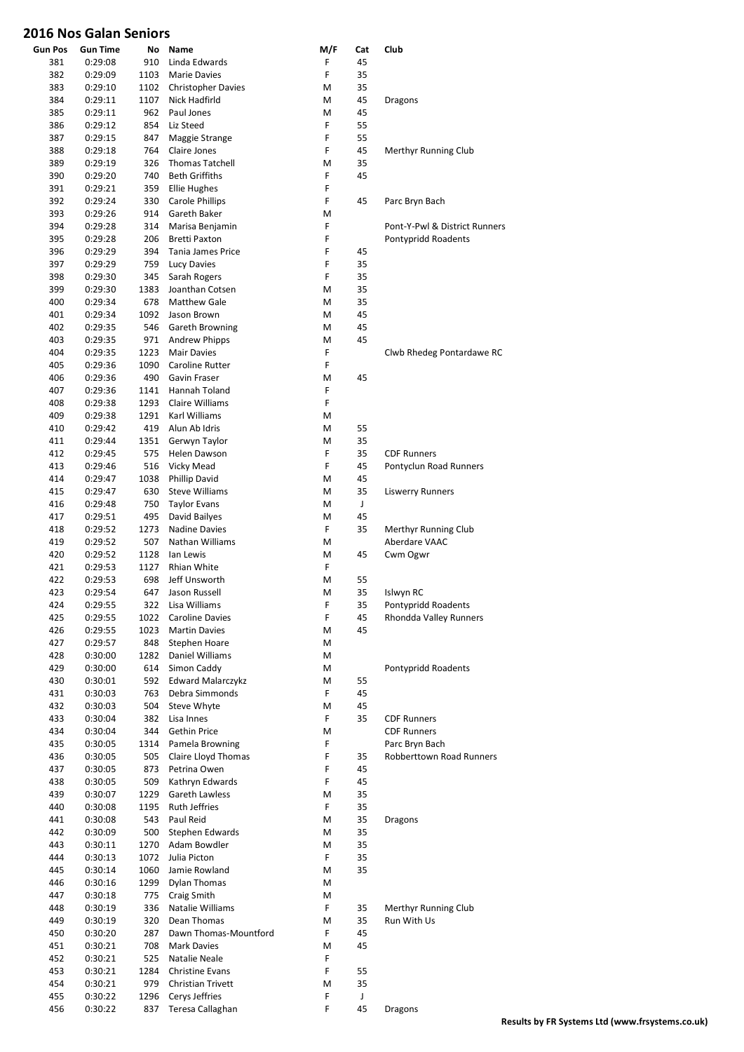# 2016 Nos Galan Seniors

| Gun Pos | Gun Time | No | Name | M/F | Cat | Club |
|---|---|---|---|---|---|---|
| 381 | 0:29:08 | 910 | Linda Edwards | F | 45 | |
| 382 | 0:29:09 | 1103 | Marie Davies | F | 35 | |
| 383 | 0:29:10 | 1102 | Christopher Davies | M | 35 | |
| 384 | 0:29:11 | 1107 | Nick Hadfirld | M | 45 | Dragons |
| 385 | 0:29:11 | 962 | Paul Jones | M | 45 | |
| 386 | 0:29:12 | 854 | Liz Steed | F | 55 | |
| 387 | 0:29:15 | 847 | Maggie Strange | F | 55 | |
| 388 | 0:29:18 | 764 | Claire Jones | F | 45 | Merthyr Running Club |
| 389 | 0:29:19 | 326 | Thomas Tatchell | M | 35 | |
| 390 | 0:29:20 | 740 | Beth Griffiths | F | 45 | |
| 391 | 0:29:21 | 359 | Ellie Hughes | F | | |
| 392 | 0:29:24 | 330 | Carole Phillips | F | 45 | Parc Bryn Bach |
| 393 | 0:29:26 | 914 | Gareth Baker | M | | |
| 394 | 0:29:28 | 314 | Marisa Benjamin | F | | Pont-Y-Pwl & District Runners |
| 395 | 0:29:28 | 206 | Bretti Paxton | F | | Pontypridd Roadents |
| 396 | 0:29:29 | 394 | Tania James Price | F | 45 | |
| 397 | 0:29:29 | 759 | Lucy Davies | F | 35 | |
| 398 | 0:29:30 | 345 | Sarah Rogers | F | 35 | |
| 399 | 0:29:30 | 1383 | Joanthan Cotsen | M | 35 | |
| 400 | 0:29:34 | 678 | Matthew Gale | M | 35 | |
| 401 | 0:29:34 | 1092 | Jason Brown | M | 45 | |
| 402 | 0:29:35 | 546 | Gareth Browning | M | 45 | |
| 403 | 0:29:35 | 971 | Andrew Phipps | M | 45 | |
| 404 | 0:29:35 | 1223 | Mair Davies | F | | Clwb Rhedeg Pontardawe RC |
| 405 | 0:29:36 | 1090 | Caroline Rutter | F | | |
| 406 | 0:29:36 | 490 | Gavin Fraser | M | 45 | |
| 407 | 0:29:36 | 1141 | Hannah Toland | F | | |
| 408 | 0:29:38 | 1293 | Claire Williams | F | | |
| 409 | 0:29:38 | 1291 | Karl Williams | M | | |
| 410 | 0:29:42 | 419 | Alun Ab Idris | M | 55 | |
| 411 | 0:29:44 | 1351 | Gerwyn Taylor | M | 35 | |
| 412 | 0:29:45 | 575 | Helen Dawson | F | 35 | CDF Runners |
| 413 | 0:29:46 | 516 | Vicky Mead | F | 45 | Pontyclun Road Runners |
| 414 | 0:29:47 | 1038 | Phillip David | M | 45 | |
| 415 | 0:29:47 | 630 | Steve Williams | M | 35 | Liswerry Runners |
| 416 | 0:29:48 | 750 | Taylor Evans | M | J | |
| 417 | 0:29:51 | 495 | David Bailyes | M | 45 | |
| 418 | 0:29:52 | 1273 | Nadine Davies | F | 35 | Merthyr Running Club |
| 419 | 0:29:52 | 507 | Nathan Williams | M | | Aberdare VAAC |
| 420 | 0:29:52 | 1128 | Ian Lewis | M | 45 | Cwm Ogwr |
| 421 | 0:29:53 | 1127 | Rhian White | F | | |
| 422 | 0:29:53 | 698 | Jeff Unsworth | M | 55 | |
| 423 | 0:29:54 | 647 | Jason Russell | M | 35 | Islwyn RC |
| 424 | 0:29:55 | 322 | Lisa Williams | F | 35 | Pontypridd Roadents |
| 425 | 0:29:55 | 1022 | Caroline Davies | F | 45 | Rhondda Valley Runners |
| 426 | 0:29:55 | 1023 | Martin Davies | M | 45 | |
| 427 | 0:29:57 | 848 | Stephen Hoare | M | | |
| 428 | 0:30:00 | 1282 | Daniel Williams | M | | |
| 429 | 0:30:00 | 614 | Simon Caddy | M | | Pontypridd Roadents |
| 430 | 0:30:01 | 592 | Edward Malarczykz | M | 55 | |
| 431 | 0:30:03 | 763 | Debra Simmonds | F | 45 | |
| 432 | 0:30:03 | 504 | Steve Whyte | M | 45 | |
| 433 | 0:30:04 | 382 | Lisa Innes | F | 35 | CDF Runners |
| 434 | 0:30:04 | 344 | Gethin Price | M | | CDF Runners |
| 435 | 0:30:05 | 1314 | Pamela Browning | F | | Parc Bryn Bach |
| 436 | 0:30:05 | 505 | Claire Lloyd Thomas | F | 35 | Robberttown Road Runners |
| 437 | 0:30:05 | 873 | Petrina Owen | F | 45 | |
| 438 | 0:30:05 | 509 | Kathryn Edwards | F | 45 | |
| 439 | 0:30:07 | 1229 | Gareth Lawless | M | 35 | |
| 440 | 0:30:08 | 1195 | Ruth Jeffries | F | 35 | |
| 441 | 0:30:08 | 543 | Paul Reid | M | 35 | Dragons |
| 442 | 0:30:09 | 500 | Stephen Edwards | M | 35 | |
| 443 | 0:30:11 | 1270 | Adam Bowdler | M | 35 | |
| 444 | 0:30:13 | 1072 | Julia Picton | F | 35 | |
| 445 | 0:30:14 | 1060 | Jamie Rowland | M | 35 | |
| 446 | 0:30:16 | 1299 | Dylan Thomas | M | | |
| 447 | 0:30:18 | 775 | Craig Smith | M | | |
| 448 | 0:30:19 | 336 | Natalie Williams | F | 35 | Merthyr Running Club |
| 449 | 0:30:19 | 320 | Dean Thomas | M | 35 | Run With Us |
| 450 | 0:30:20 | 287 | Dawn Thomas-Mountford | F | 45 | |
| 451 | 0:30:21 | 708 | Mark Davies | M | 45 | |
| 452 | 0:30:21 | 525 | Natalie Neale | F | | |
| 453 | 0:30:21 | 1284 | Christine Evans | F | 55 | |
| 454 | 0:30:21 | 979 | Christian Trivett | M | 35 | |
| 455 | 0:30:22 | 1296 | Cerys Jeffries | F | J | |
| 456 | 0:30:22 | 837 | Teresa Callaghan | F | 45 | Dragons |

**Results by FR Systems Ltd (www.frsystems.co.uk)**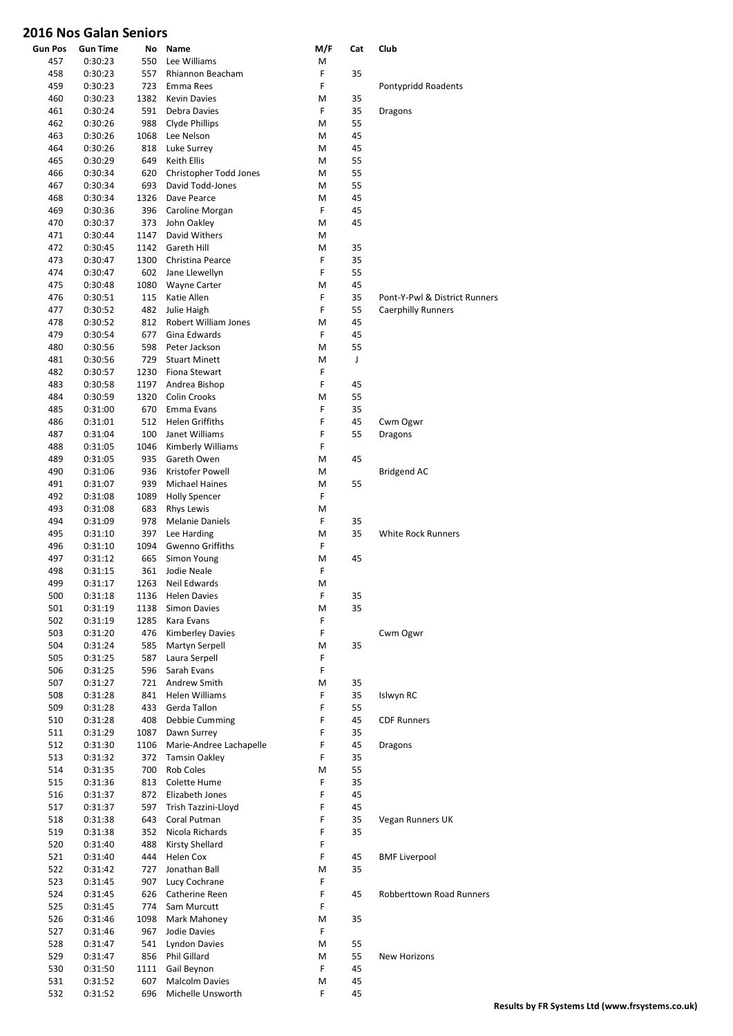## 2016 Nos Galan Seniors

| Gun Pos | Gun Time | No | Name | M/F | Cat | Club |
|---|---|---|---|---|---|---|
| 457 | 0:30:23 | 550 | Lee Williams | M | | |
| 458 | 0:30:23 | 557 | Rhiannon Beacham | F | 35 | |
| 459 | 0:30:23 | 723 | Emma Rees | F | | Pontypridd Roadents |
| 460 | 0:30:23 | 1382 | Kevin Davies | M | 35 | |
| 461 | 0:30:24 | 591 | Debra Davies | F | 35 | Dragons |
| 462 | 0:30:26 | 988 | Clyde Phillips | M | 55 | |
| 463 | 0:30:26 | 1068 | Lee Nelson | M | 45 | |
| 464 | 0:30:26 | 818 | Luke Surrey | M | 45 | |
| 465 | 0:30:29 | 649 | Keith Ellis | M | 55 | |
| 466 | 0:30:34 | 620 | Christopher Todd Jones | M | 55 | |
| 467 | 0:30:34 | 693 | David Todd-Jones | M | 55 | |
| 468 | 0:30:34 | 1326 | Dave Pearce | M | 45 | |
| 469 | 0:30:36 | 396 | Caroline Morgan | F | 45 | |
| 470 | 0:30:37 | 373 | John Oakley | M | 45 | |
| 471 | 0:30:44 | 1147 | David Withers | M | | |
| 472 | 0:30:45 | 1142 | Gareth Hill | M | 35 | |
| 473 | 0:30:47 | 1300 | Christina Pearce | F | 35 | |
| 474 | 0:30:47 | 602 | Jane Llewellyn | F | 55 | |
| 475 | 0:30:48 | 1080 | Wayne Carter | M | 45 | |
| 476 | 0:30:51 | 115 | Katie Allen | F | 35 | Pont-Y-Pwl & District Runners |
| 477 | 0:30:52 | 482 | Julie Haigh | F | 55 | Caerphilly Runners |
| 478 | 0:30:52 | 812 | Robert William Jones | M | 45 | |
| 479 | 0:30:54 | 677 | Gina Edwards | F | 45 | |
| 480 | 0:30:56 | 598 | Peter Jackson | M | 55 | |
| 481 | 0:30:56 | 729 | Stuart Minett | M | J | |
| 482 | 0:30:57 | 1230 | Fiona Stewart | F | | |
| 483 | 0:30:58 | 1197 | Andrea Bishop | F | 45 | |
| 484 | 0:30:59 | 1320 | Colin Crooks | M | 55 | |
| 485 | 0:31:00 | 670 | Emma Evans | F | 35 | |
| 486 | 0:31:01 | 512 | Helen Griffiths | F | 45 | Cwm Ogwr |
| 487 | 0:31:04 | 100 | Janet Williams | F | 55 | Dragons |
| 488 | 0:31:05 | 1046 | Kimberly Williams | F | | |
| 489 | 0:31:05 | 935 | Gareth Owen | M | 45 | |
| 490 | 0:31:06 | 936 | Kristofer Powell | M | | Bridgend AC |
| 491 | 0:31:07 | 939 | Michael Haines | M | 55 | |
| 492 | 0:31:08 | 1089 | Holly Spencer | F | | |
| 493 | 0:31:08 | 683 | Rhys Lewis | M | | |
| 494 | 0:31:09 | 978 | Melanie Daniels | F | 35 | |
| 495 | 0:31:10 | 397 | Lee Harding | M | 35 | White Rock Runners |
| 496 | 0:31:10 | 1094 | Gwenno Griffiths | F | | |
| 497 | 0:31:12 | 665 | Simon Young | M | 45 | |
| 498 | 0:31:15 | 361 | Jodie Neale | F | | |
| 499 | 0:31:17 | 1263 | Neil Edwards | M | | |
| 500 | 0:31:18 | 1136 | Helen Davies | F | 35 | |
| 501 | 0:31:19 | 1138 | Simon Davies | M | 35 | |
| 502 | 0:31:19 | 1285 | Kara Evans | F | | |
| 503 | 0:31:20 | 476 | Kimberley Davies | F | | Cwm Ogwr |
| 504 | 0:31:24 | 585 | Martyn Serpell | M | 35 | |
| 505 | 0:31:25 | 587 | Laura Serpell | F | | |
| 506 | 0:31:25 | 596 | Sarah Evans | F | | |
| 507 | 0:31:27 | 721 | Andrew Smith | M | 35 | |
| 508 | 0:31:28 | 841 | Helen Williams | F | 35 | Islwyn RC |
| 509 | 0:31:28 | 433 | Gerda Tallon | F | 55 | |
| 510 | 0:31:28 | 408 | Debbie Cumming | F | 45 | CDF Runners |
| 511 | 0:31:29 | 1087 | Dawn Surrey | F | 35 | |
| 512 | 0:31:30 | 1106 | Marie-Andree Lachapelle | F | 45 | Dragons |
| 513 | 0:31:32 | 372 | Tamsin Oakley | F | 35 | |
| 514 | 0:31:35 | 700 | Rob Coles | M | 55 | |
| 515 | 0:31:36 | 813 | Colette Hume | F | 35 | |
| 516 | 0:31:37 | 872 | Elizabeth Jones | F | 45 | |
| 517 | 0:31:37 | 597 | Trish Tazzini-Lloyd | F | 45 | |
| 518 | 0:31:38 | 643 | Coral Putman | F | 35 | Vegan Runners UK |
| 519 | 0:31:38 | 352 | Nicola Richards | F | 35 | |
| 520 | 0:31:40 | 488 | Kirsty Shellard | F | | |
| 521 | 0:31:40 | 444 | Helen Cox | F | 45 | BMF Liverpool |
| 522 | 0:31:42 | 727 | Jonathan Ball | M | 35 | |
| 523 | 0:31:45 | 907 | Lucy Cochrane | F | | |
| 524 | 0:31:45 | 626 | Catherine Reen | F | 45 | Robberttown Road Runners |
| 525 | 0:31:45 | 774 | Sam Murcutt | F | | |
| 526 | 0:31:46 | 1098 | Mark Mahoney | M | 35 | |
| 527 | 0:31:46 | 967 | Jodie Davies | F | | |
| 528 | 0:31:47 | 541 | Lyndon Davies | M | 55 | |
| 529 | 0:31:47 | 856 | Phil Gillard | M | 55 | New Horizons |
| 530 | 0:31:50 | 1111 | Gail Beynon | F | 45 | |
| 531 | 0:31:52 | 607 | Malcolm Davies | M | 45 | |
| 532 | 0:31:52 | 696 | Michelle Unsworth | F | 45 | |

**Results by FR Systems Ltd (www.frsystems.co.uk)**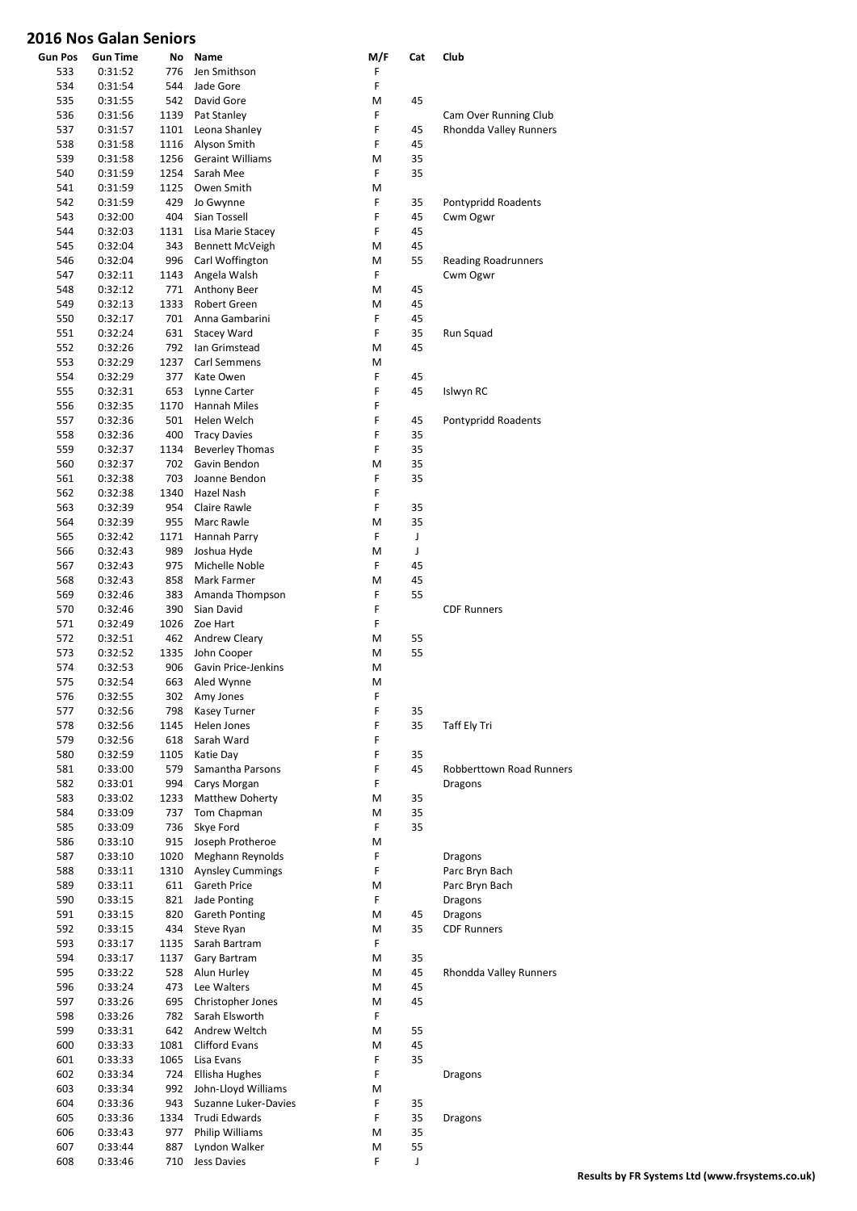## 2016 Nos Galan Seniors

| Gun Pos | Gun Time | No | Name | M/F | Cat | Club |
|---|---|---|---|---|---|---|
| 533 | 0:31:52 | 776 | Jen Smithson | F | | |
| 534 | 0:31:54 | 544 | Jade Gore | F | | |
| 535 | 0:31:55 | 542 | David Gore | M | 45 | |
| 536 | 0:31:56 | 1139 | Pat Stanley | F | | Cam Over Running Club |
| 537 | 0:31:57 | 1101 | Leona Shanley | F | 45 | Rhondda Valley Runners |
| 538 | 0:31:58 | 1116 | Alyson Smith | F | 45 | |
| 539 | 0:31:58 | 1256 | Geraint Williams | M | 35 | |
| 540 | 0:31:59 | 1254 | Sarah Mee | F | 35 | |
| 541 | 0:31:59 | 1125 | Owen Smith | M | | |
| 542 | 0:31:59 | 429 | Jo Gwynne | F | 35 | Pontypridd Roadents |
| 543 | 0:32:00 | 404 | Sian Tossell | F | 45 | Cwm Ogwr |
| 544 | 0:32:03 | 1131 | Lisa Marie Stacey | F | 45 | |
| 545 | 0:32:04 | 343 | Bennett McVeigh | M | 45 | |
| 546 | 0:32:04 | 996 | Carl Woffington | M | 55 | Reading Roadrunners |
| 547 | 0:32:11 | 1143 | Angela Walsh | F | | Cwm Ogwr |
| 548 | 0:32:12 | 771 | Anthony Beer | M | 45 | |
| 549 | 0:32:13 | 1333 | Robert Green | M | 45 | |
| 550 | 0:32:17 | 701 | Anna Gambarini | F | 45 | |
| 551 | 0:32:24 | 631 | Stacey Ward | F | 35 | Run Squad |
| 552 | 0:32:26 | 792 | Ian Grimstead | M | 45 | |
| 553 | 0:32:29 | 1237 | Carl Semmens | M | | |
| 554 | 0:32:29 | 377 | Kate Owen | F | 45 | |
| 555 | 0:32:31 | 653 | Lynne Carter | F | 45 | Islwyn RC |
| 556 | 0:32:35 | 1170 | Hannah Miles | F | | |
| 557 | 0:32:36 | 501 | Helen Welch | F | 45 | Pontypridd Roadents |
| 558 | 0:32:36 | 400 | Tracy Davies | F | 35 | |
| 559 | 0:32:37 | 1134 | Beverley Thomas | F | 35 | |
| 560 | 0:32:37 | 702 | Gavin Bendon | M | 35 | |
| 561 | 0:32:38 | 703 | Joanne Bendon | F | 35 | |
| 562 | 0:32:38 | 1340 | Hazel Nash | F | | |
| 563 | 0:32:39 | 954 | Claire Rawle | F | 35 | |
| 564 | 0:32:39 | 955 | Marc Rawle | M | 35 | |
| 565 | 0:32:42 | 1171 | Hannah Parry | F | J | |
| 566 | 0:32:43 | 989 | Joshua Hyde | M | J | |
| 567 | 0:32:43 | 975 | Michelle Noble | F | 45 | |
| 568 | 0:32:43 | 858 | Mark Farmer | M | 45 | |
| 569 | 0:32:46 | 383 | Amanda Thompson | F | 55 | |
| 570 | 0:32:46 | 390 | Sian David | F | | CDF Runners |
| 571 | 0:32:49 | 1026 | Zoe Hart | F | | |
| 572 | 0:32:51 | 462 | Andrew Cleary | M | 55 | |
| 573 | 0:32:52 | 1335 | John Cooper | M | 55 | |
| 574 | 0:32:53 | 906 | Gavin Price-Jenkins | M | | |
| 575 | 0:32:54 | 663 | Aled Wynne | M | | |
| 576 | 0:32:55 | 302 | Amy Jones | F | | |
| 577 | 0:32:56 | 798 | Kasey Turner | F | 35 | |
| 578 | 0:32:56 | 1145 | Helen Jones | F | 35 | Taff Ely Tri |
| 579 | 0:32:56 | 618 | Sarah Ward | F | | |
| 580 | 0:32:59 | 1105 | Katie Day | F | 35 | |
| 581 | 0:33:00 | 579 | Samantha Parsons | F | 45 | Robberttown Road Runners |
| 582 | 0:33:01 | 994 | Carys Morgan | F | | Dragons |
| 583 | 0:33:02 | 1233 | Matthew Doherty | M | 35 | |
| 584 | 0:33:09 | 737 | Tom Chapman | M | 35 | |
| 585 | 0:33:09 | 736 | Skye Ford | F | 35 | |
| 586 | 0:33:10 | 915 | Joseph Protheroe | M | | |
| 587 | 0:33:10 | 1020 | Meghann Reynolds | F | | Dragons |
| 588 | 0:33:11 | 1310 | Aynsley Cummings | F | | Parc Bryn Bach |
| 589 | 0:33:11 | 611 | Gareth Price | M | | Parc Bryn Bach |
| 590 | 0:33:15 | 821 | Jade Ponting | F | | Dragons |
| 591 | 0:33:15 | 820 | Gareth Ponting | M | 45 | Dragons |
| 592 | 0:33:15 | 434 | Steve Ryan | M | 35 | CDF Runners |
| 593 | 0:33:17 | 1135 | Sarah Bartram | F | | |
| 594 | 0:33:17 | 1137 | Gary Bartram | M | 35 | |
| 595 | 0:33:22 | 528 | Alun Hurley | M | 45 | Rhondda Valley Runners |
| 596 | 0:33:24 | 473 | Lee Walters | M | 45 | |
| 597 | 0:33:26 | 695 | Christopher Jones | M | 45 | |
| 598 | 0:33:26 | 782 | Sarah Elsworth | F | | |
| 599 | 0:33:31 | 642 | Andrew Weltch | M | 55 | |
| 600 | 0:33:33 | 1081 | Clifford Evans | M | 45 | |
| 601 | 0:33:33 | 1065 | Lisa Evans | F | 35 | |
| 602 | 0:33:34 | 724 | Ellisha Hughes | F | | Dragons |
| 603 | 0:33:34 | 992 | John-Lloyd Williams | M | | |
| 604 | 0:33:36 | 943 | Suzanne Luker-Davies | F | 35 | |
| 605 | 0:33:36 | 1334 | Trudi Edwards | F | 35 | Dragons |
| 606 | 0:33:43 | 977 | Philip Williams | M | 35 | |
| 607 | 0:33:44 | 887 | Lyndon Walker | M | 55 | |
| 608 | 0:33:46 | 710 | Jess Davies | F | J | |

**Results by FR Systems Ltd (www.frsystems.co.uk)**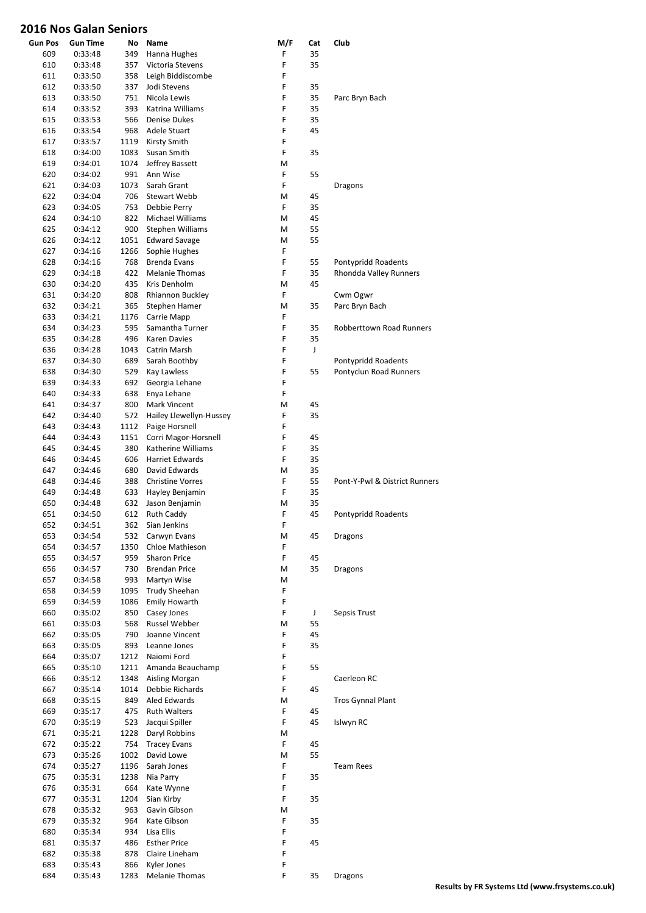## 2016 Nos Galan Seniors

| Gun Pos | Gun Time | No | Name | M/F | Cat | Club |
|---|---|---|---|---|---|---|
| 609 | 0:33:48 | 349 | Hanna Hughes | F | 35 | |
| 610 | 0:33:48 | 357 | Victoria Stevens | F | 35 | |
| 611 | 0:33:50 | 358 | Leigh Biddiscombe | F | | |
| 612 | 0:33:50 | 337 | Jodi Stevens | F | 35 | |
| 613 | 0:33:50 | 751 | Nicola Lewis | F | 35 | Parc Bryn Bach |
| 614 | 0:33:52 | 393 | Katrina Williams | F | 35 | |
| 615 | 0:33:53 | 566 | Denise Dukes | F | 35 | |
| 616 | 0:33:54 | 968 | Adele Stuart | F | 45 | |
| 617 | 0:33:57 | 1119 | Kirsty Smith | F | | |
| 618 | 0:34:00 | 1083 | Susan Smith | F | 35 | |
| 619 | 0:34:01 | 1074 | Jeffrey Bassett | M | | |
| 620 | 0:34:02 | 991 | Ann Wise | F | 55 | |
| 621 | 0:34:03 | 1073 | Sarah Grant | F | | Dragons |
| 622 | 0:34:04 | 706 | Stewart Webb | M | 45 | |
| 623 | 0:34:05 | 753 | Debbie Perry | F | 35 | |
| 624 | 0:34:10 | 822 | Michael Williams | M | 45 | |
| 625 | 0:34:12 | 900 | Stephen Williams | M | 55 | |
| 626 | 0:34:12 | 1051 | Edward Savage | M | 55 | |
| 627 | 0:34:16 | 1266 | Sophie Hughes | F | | |
| 628 | 0:34:16 | 768 | Brenda Evans | F | 55 | Pontypridd Roadents |
| 629 | 0:34:18 | 422 | Melanie Thomas | F | 35 | Rhondda Valley Runners |
| 630 | 0:34:20 | 435 | Kris Denholm | M | 45 | |
| 631 | 0:34:20 | 808 | Rhiannon Buckley | F | | Cwm Ogwr |
| 632 | 0:34:21 | 365 | Stephen Hamer | M | 35 | Parc Bryn Bach |
| 633 | 0:34:21 | 1176 | Carrie Mapp | F | | |
| 634 | 0:34:23 | 595 | Samantha Turner | F | 35 | Robberttown Road Runners |
| 635 | 0:34:28 | 496 | Karen Davies | F | 35 | |
| 636 | 0:34:28 | 1043 | Catrin Marsh | F | J | |
| 637 | 0:34:30 | 689 | Sarah Boothby | F | | Pontypridd Roadents |
| 638 | 0:34:30 | 529 | Kay Lawless | F | 55 | Pontyclun Road Runners |
| 639 | 0:34:33 | 692 | Georgia Lehane | F | | |
| 640 | 0:34:33 | 638 | Enya Lehane | F | | |
| 641 | 0:34:37 | 800 | Mark Vincent | M | 45 | |
| 642 | 0:34:40 | 572 | Hailey Llewellyn-Hussey | F | 35 | |
| 643 | 0:34:43 | 1112 | Paige Horsnell | F | | |
| 644 | 0:34:43 | 1151 | Corri Magor-Horsnell | F | 45 | |
| 645 | 0:34:45 | 380 | Katherine Williams | F | 35 | |
| 646 | 0:34:45 | 606 | Harriet Edwards | F | 35 | |
| 647 | 0:34:46 | 680 | David Edwards | M | 35 | |
| 648 | 0:34:46 | 388 | Christine Vorres | F | 55 | Pont-Y-Pwl & District Runners |
| 649 | 0:34:48 | 633 | Hayley Benjamin | F | 35 | |
| 650 | 0:34:48 | 632 | Jason Benjamin | M | 35 | |
| 651 | 0:34:50 | 612 | Ruth Caddy | F | 45 | Pontypridd Roadents |
| 652 | 0:34:51 | 362 | Sian Jenkins | F | | |
| 653 | 0:34:54 | 532 | Carwyn Evans | M | 45 | Dragons |
| 654 | 0:34:57 | 1350 | Chloe Mathieson | F | | |
| 655 | 0:34:57 | 959 | Sharon Price | F | 45 | |
| 656 | 0:34:57 | 730 | Brendan Price | M | 35 | Dragons |
| 657 | 0:34:58 | 993 | Martyn Wise | M | | |
| 658 | 0:34:59 | 1095 | Trudy Sheehan | F | | |
| 659 | 0:34:59 | 1086 | Emily Howarth | F | | |
| 660 | 0:35:02 | 850 | Casey Jones | F | J | Sepsis Trust |
| 661 | 0:35:03 | 568 | Russel Webber | M | 55 | |
| 662 | 0:35:05 | 790 | Joanne Vincent | F | 45 | |
| 663 | 0:35:05 | 893 | Leanne Jones | F | 35 | |
| 664 | 0:35:07 | 1212 | Naiomi Ford | F | | |
| 665 | 0:35:10 | 1211 | Amanda Beauchamp | F | 55 | |
| 666 | 0:35:12 | 1348 | Aisling Morgan | F | | Caerleon RC |
| 667 | 0:35:14 | 1014 | Debbie Richards | F | 45 | |
| 668 | 0:35:15 | 849 | Aled Edwards | M | | Tros Gynnal Plant |
| 669 | 0:35:17 | 475 | Ruth Walters | F | 45 | |
| 670 | 0:35:19 | 523 | Jacqui Spiller | F | 45 | Islwyn RC |
| 671 | 0:35:21 | 1228 | Daryl Robbins | M | | |
| 672 | 0:35:22 | 754 | Tracey Evans | F | 45 | |
| 673 | 0:35:26 | 1002 | David Lowe | M | 55 | |
| 674 | 0:35:27 | 1196 | Sarah Jones | F | | Team Rees |
| 675 | 0:35:31 | 1238 | Nia Parry | F | 35 | |
| 676 | 0:35:31 | 664 | Kate Wynne | F | | |
| 677 | 0:35:31 | 1204 | Sian Kirby | F | 35 | |
| 678 | 0:35:32 | 963 | Gavin Gibson | M | | |
| 679 | 0:35:32 | 964 | Kate Gibson | F | 35 | |
| 680 | 0:35:34 | 934 | Lisa Ellis | F | | |
| 681 | 0:35:37 | 486 | Esther Price | F | 45 | |
| 682 | 0:35:38 | 878 | Claire Lineham | F | | |
| 683 | 0:35:43 | 866 | Kyler Jones | F | | |
| 684 | 0:35:43 | 1283 | Melanie Thomas | F | 35 | Dragons |

**Results by FR Systems Ltd (www.frsystems.co.uk)**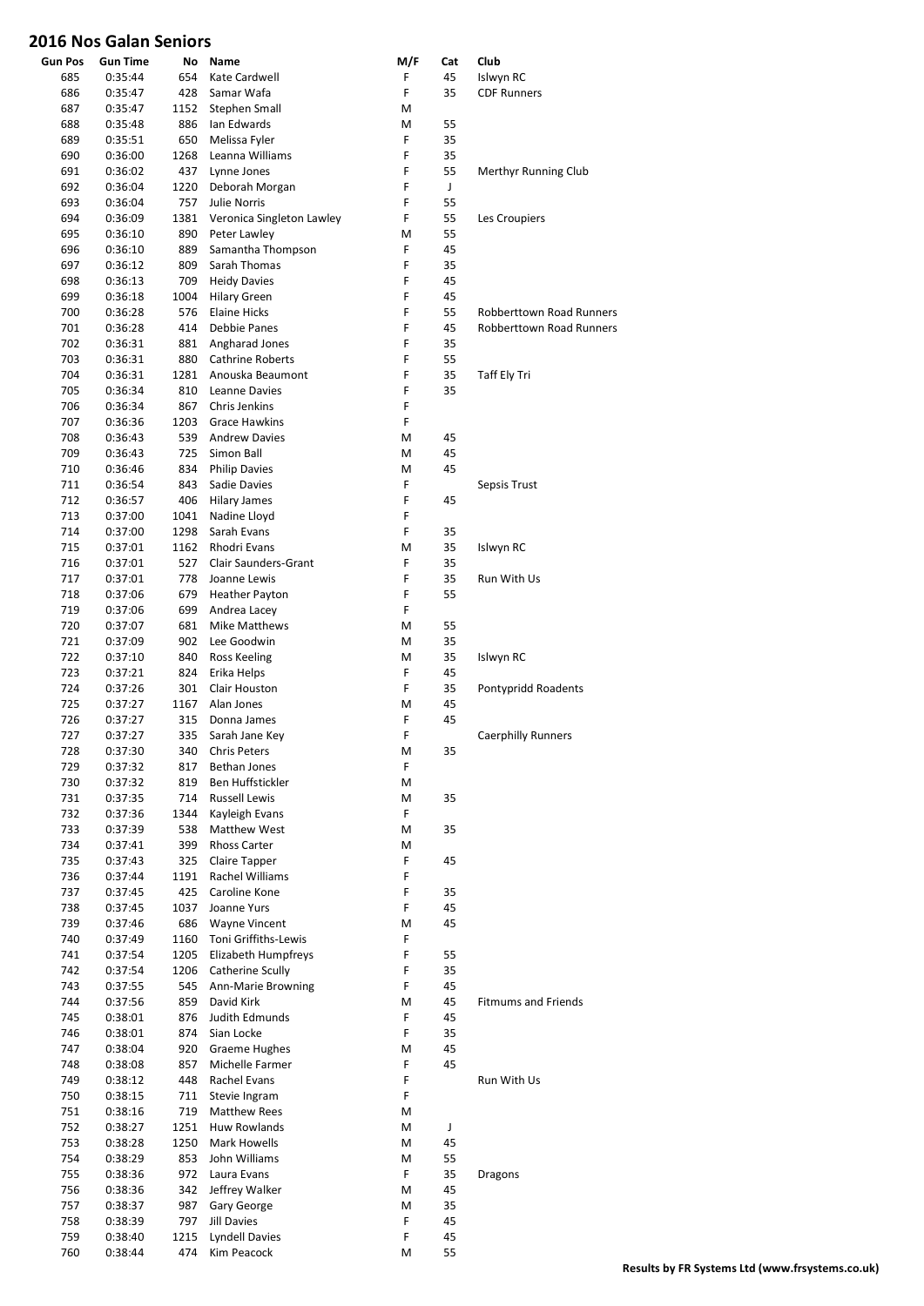## 2016 Nos Galan Seniors

| Gun Pos | Gun Time | No | Name | M/F | Cat | Club |
|---|---|---|---|---|---|---|
| 685 | 0:35:44 | 654 | Kate Cardwell | F | 45 | Islwyn RC |
| 686 | 0:35:47 | 428 | Samar Wafa | F | 35 | CDF Runners |
| 687 | 0:35:47 | 1152 | Stephen Small | M | | |
| 688 | 0:35:48 | 886 | Ian Edwards | M | 55 | |
| 689 | 0:35:51 | 650 | Melissa Fyler | F | 35 | |
| 690 | 0:36:00 | 1268 | Leanna Williams | F | 35 | |
| 691 | 0:36:02 | 437 | Lynne Jones | F | 55 | Merthyr Running Club |
| 692 | 0:36:04 | 1220 | Deborah Morgan | F | J | |
| 693 | 0:36:04 | 757 | Julie Norris | F | 55 | |
| 694 | 0:36:09 | 1381 | Veronica Singleton Lawley | F | 55 | Les Croupiers |
| 695 | 0:36:10 | 890 | Peter Lawley | M | 55 | |
| 696 | 0:36:10 | 889 | Samantha Thompson | F | 45 | |
| 697 | 0:36:12 | 809 | Sarah Thomas | F | 35 | |
| 698 | 0:36:13 | 709 | Heidy Davies | F | 45 | |
| 699 | 0:36:18 | 1004 | Hilary Green | F | 45 | |
| 700 | 0:36:28 | 576 | Elaine Hicks | F | 55 | Robberttown Road Runners |
| 701 | 0:36:28 | 414 | Debbie Panes | F | 45 | Robberttown Road Runners |
| 702 | 0:36:31 | 881 | Angharad Jones | F | 35 | |
| 703 | 0:36:31 | 880 | Cathrine Roberts | F | 55 | |
| 704 | 0:36:31 | 1281 | Anouska Beaumont | F | 35 | Taff Ely Tri |
| 705 | 0:36:34 | 810 | Leanne Davies | F | 35 | |
| 706 | 0:36:34 | 867 | Chris Jenkins | F | | |
| 707 | 0:36:36 | 1203 | Grace Hawkins | F | | |
| 708 | 0:36:43 | 539 | Andrew Davies | M | 45 | |
| 709 | 0:36:43 | 725 | Simon Ball | M | 45 | |
| 710 | 0:36:46 | 834 | Philip Davies | M | 45 | |
| 711 | 0:36:54 | 843 | Sadie Davies | F | | Sepsis Trust |
| 712 | 0:36:57 | 406 | Hilary James | F | 45 | |
| 713 | 0:37:00 | 1041 | Nadine Lloyd | F | | |
| 714 | 0:37:00 | 1298 | Sarah Evans | F | 35 | |
| 715 | 0:37:01 | 1162 | Rhodri Evans | M | 35 | Islwyn RC |
| 716 | 0:37:01 | 527 | Clair Saunders-Grant | F | 35 | |
| 717 | 0:37:01 | 778 | Joanne Lewis | F | 35 | Run With Us |
| 718 | 0:37:06 | 679 | Heather Payton | F | 55 | |
| 719 | 0:37:06 | 699 | Andrea Lacey | F | | |
| 720 | 0:37:07 | 681 | Mike Matthews | M | 55 | |
| 721 | 0:37:09 | 902 | Lee Goodwin | M | 35 | |
| 722 | 0:37:10 | 840 | Ross Keeling | M | 35 | Islwyn RC |
| 723 | 0:37:21 | 824 | Erika Helps | F | 45 | |
| 724 | 0:37:26 | 301 | Clair Houston | F | 35 | Pontypridd Roadents |
| 725 | 0:37:27 | 1167 | Alan Jones | M | 45 | |
| 726 | 0:37:27 | 315 | Donna James | F | 45 | |
| 727 | 0:37:27 | 335 | Sarah Jane Key | F | | Caerphilly Runners |
| 728 | 0:37:30 | 340 | Chris Peters | M | 35 | |
| 729 | 0:37:32 | 817 | Bethan Jones | F | | |
| 730 | 0:37:32 | 819 | Ben Huffstickler | M | | |
| 731 | 0:37:35 | 714 | Russell Lewis | M | 35 | |
| 732 | 0:37:36 | 1344 | Kayleigh Evans | F | | |
| 733 | 0:37:39 | 538 | Matthew West | M | 35 | |
| 734 | 0:37:41 | 399 | Rhoss Carter | M | | |
| 735 | 0:37:43 | 325 | Claire Tapper | F | 45 | |
| 736 | 0:37:44 | 1191 | Rachel Williams | F | | |
| 737 | 0:37:45 | 425 | Caroline Kone | F | 35 | |
| 738 | 0:37:45 | 1037 | Joanne Yurs | F | 45 | |
| 739 | 0:37:46 | 686 | Wayne Vincent | M | 45 | |
| 740 | 0:37:49 | 1160 | Toni Griffiths-Lewis | F | | |
| 741 | 0:37:54 | 1205 | Elizabeth Humpfreys | F | 55 | |
| 742 | 0:37:54 | 1206 | Catherine Scully | F | 35 | |
| 743 | 0:37:55 | 545 | Ann-Marie Browning | F | 45 | |
| 744 | 0:37:56 | 859 | David Kirk | M | 45 | Fitmums and Friends |
| 745 | 0:38:01 | 876 | Judith Edmunds | F | 45 | |
| 746 | 0:38:01 | 874 | Sian Locke | F | 35 | |
| 747 | 0:38:04 | 920 | Graeme Hughes | M | 45 | |
| 748 | 0:38:08 | 857 | Michelle Farmer | F | 45 | |
| 749 | 0:38:12 | 448 | Rachel Evans | F | | Run With Us |
| 750 | 0:38:15 | 711 | Stevie Ingram | F | | |
| 751 | 0:38:16 | 719 | Matthew Rees | M | | |
| 752 | 0:38:27 | 1251 | Huw Rowlands | M | J | |
| 753 | 0:38:28 | 1250 | Mark Howells | M | 45 | |
| 754 | 0:38:29 | 853 | John Williams | M | 55 | |
| 755 | 0:38:36 | 972 | Laura Evans | F | 35 | Dragons |
| 756 | 0:38:36 | 342 | Jeffrey Walker | M | 45 | |
| 757 | 0:38:37 | 987 | Gary George | M | 35 | |
| 758 | 0:38:39 | 797 | Jill Davies | F | 45 | |
| 759 | 0:38:40 | 1215 | Lyndell Davies | F | 45 | |
| 760 | 0:38:44 | 474 | Kim Peacock | M | 55 | |

**Results by FR Systems Ltd (www.frsystems.co.uk)**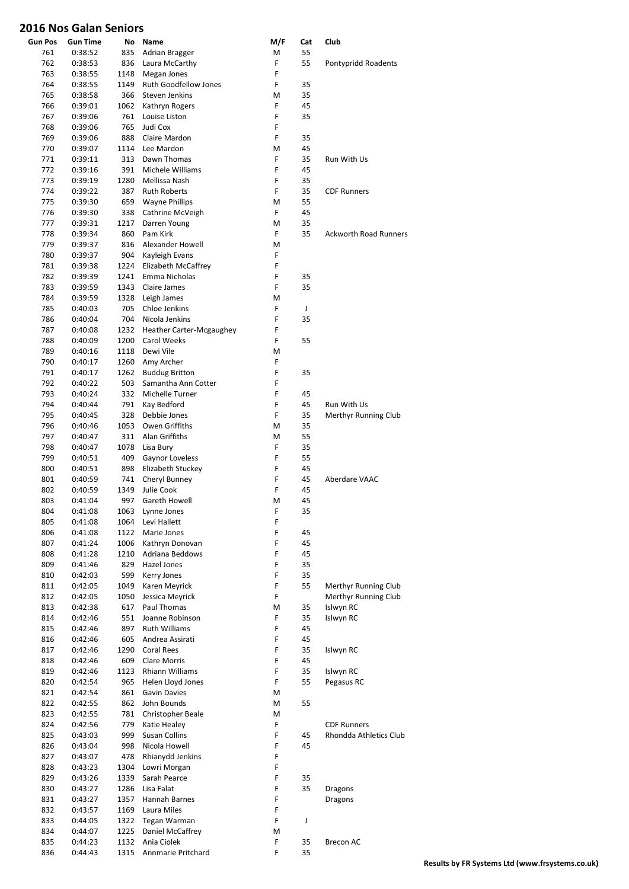## 2016 Nos Galan Seniors

| Gun Pos | Gun Time | No | Name | M/F | Cat | Club |
|---|---|---|---|---|---|---|
| 761 | 0:38:52 | 835 | Adrian Bragger | M | 55 | |
| 762 | 0:38:53 | 836 | Laura McCarthy | F | 55 | Pontypridd Roadents |
| 763 | 0:38:55 | 1148 | Megan Jones | F | | |
| 764 | 0:38:55 | 1149 | Ruth Goodfellow Jones | F | 35 | |
| 765 | 0:38:58 | 366 | Steven Jenkins | M | 35 | |
| 766 | 0:39:01 | 1062 | Kathryn Rogers | F | 45 | |
| 767 | 0:39:06 | 761 | Louise Liston | F | 35 | |
| 768 | 0:39:06 | 765 | Judi Cox | F | | |
| 769 | 0:39:06 | 888 | Claire Mardon | F | 35 | |
| 770 | 0:39:07 | 1114 | Lee Mardon | M | 45 | |
| 771 | 0:39:11 | 313 | Dawn Thomas | F | 35 | Run With Us |
| 772 | 0:39:16 | 391 | Michele Williams | F | 45 | |
| 773 | 0:39:19 | 1280 | Mellissa Nash | F | 35 | |
| 774 | 0:39:22 | 387 | Ruth Roberts | F | 35 | CDF Runners |
| 775 | 0:39:30 | 659 | Wayne Phillips | M | 55 | |
| 776 | 0:39:30 | 338 | Cathrine McVeigh | F | 45 | |
| 777 | 0:39:31 | 1217 | Darren Young | M | 35 | |
| 778 | 0:39:34 | 860 | Pam Kirk | F | 35 | Ackworth Road Runners |
| 779 | 0:39:37 | 816 | Alexander Howell | M | | |
| 780 | 0:39:37 | 904 | Kayleigh Evans | F | | |
| 781 | 0:39:38 | 1224 | Elizabeth McCaffrey | F | | |
| 782 | 0:39:39 | 1241 | Emma Nicholas | F | 35 | |
| 783 | 0:39:59 | 1343 | Claire James | F | 35 | |
| 784 | 0:39:59 | 1328 | Leigh James | M | | |
| 785 | 0:40:03 | 705 | Chloe Jenkins | F | J | |
| 786 | 0:40:04 | 704 | Nicola Jenkins | F | 35 | |
| 787 | 0:40:08 | 1232 | Heather Carter-Mcgaughey | F | | |
| 788 | 0:40:09 | 1200 | Carol Weeks | F | 55 | |
| 789 | 0:40:16 | 1118 | Dewi Vile | M | | |
| 790 | 0:40:17 | 1260 | Amy Archer | F | | |
| 791 | 0:40:17 | 1262 | Buddug Britton | F | 35 | |
| 792 | 0:40:22 | 503 | Samantha Ann Cotter | F | | |
| 793 | 0:40:24 | 332 | Michelle Turner | F | 45 | |
| 794 | 0:40:44 | 791 | Kay Bedford | F | 45 | Run With Us |
| 795 | 0:40:45 | 328 | Debbie Jones | F | 35 | Merthyr Running Club |
| 796 | 0:40:46 | 1053 | Owen Griffiths | M | 35 | |
| 797 | 0:40:47 | 311 | Alan Griffiths | M | 55 | |
| 798 | 0:40:47 | 1078 | Lisa Bury | F | 35 | |
| 799 | 0:40:51 | 409 | Gaynor Loveless | F | 55 | |
| 800 | 0:40:51 | 898 | Elizabeth Stuckey | F | 45 | |
| 801 | 0:40:59 | 741 | Cheryl Bunney | F | 45 | Aberdare VAAC |
| 802 | 0:40:59 | 1349 | Julie Cook | F | 45 | |
| 803 | 0:41:04 | 997 | Gareth Howell | M | 45 | |
| 804 | 0:41:08 | 1063 | Lynne Jones | F | 35 | |
| 805 | 0:41:08 | 1064 | Levi Hallett | F | | |
| 806 | 0:41:08 | 1122 | Marie Jones | F | 45 | |
| 807 | 0:41:24 | 1006 | Kathryn Donovan | F | 45 | |
| 808 | 0:41:28 | 1210 | Adriana Beddows | F | 45 | |
| 809 | 0:41:46 | 829 | Hazel Jones | F | 35 | |
| 810 | 0:42:03 | 599 | Kerry Jones | F | 35 | |
| 811 | 0:42:05 | 1049 | Karen Meyrick | F | 55 | Merthyr Running Club |
| 812 | 0:42:05 | 1050 | Jessica Meyrick | F | | Merthyr Running Club |
| 813 | 0:42:38 | 617 | Paul Thomas | M | 35 | Islwyn RC |
| 814 | 0:42:46 | 551 | Joanne Robinson | F | 35 | Islwyn RC |
| 815 | 0:42:46 | 897 | Ruth Williams | F | 45 | |
| 816 | 0:42:46 | 605 | Andrea Assirati | F | 45 | |
| 817 | 0:42:46 | 1290 | Coral Rees | F | 35 | Islwyn RC |
| 818 | 0:42:46 | 609 | Clare Morris | F | 45 | |
| 819 | 0:42:46 | 1123 | Rhiann Williams | F | 35 | Islwyn RC |
| 820 | 0:42:54 | 965 | Helen Lloyd Jones | F | 55 | Pegasus RC |
| 821 | 0:42:54 | 861 | Gavin Davies | M | | |
| 822 | 0:42:55 | 862 | John Bounds | M | 55 | |
| 823 | 0:42:55 | 781 | Christopher Beale | M | | |
| 824 | 0:42:56 | 779 | Katie Healey | F | | CDF Runners |
| 825 | 0:43:03 | 999 | Susan Collins | F | 45 | Rhondda Athletics Club |
| 826 | 0:43:04 | 998 | Nicola Howell | F | 45 | |
| 827 | 0:43:07 | 478 | Rhianydd Jenkins | F | | |
| 828 | 0:43:23 | 1304 | Lowri Morgan | F | | |
| 829 | 0:43:26 | 1339 | Sarah Pearce | F | 35 | |
| 830 | 0:43:27 | 1286 | Lisa Falat | F | 35 | Dragons |
| 831 | 0:43:27 | 1357 | Hannah Barnes | F | | Dragons |
| 832 | 0:43:57 | 1169 | Laura Miles | F | | |
| 833 | 0:44:05 | 1322 | Tegan Warman | F | J | |
| 834 | 0:44:07 | 1225 | Daniel McCaffrey | M | | |
| 835 | 0:44:23 | 1132 | Ania Ciolek | F | 35 | Brecon AC |
| 836 | 0:44:43 | 1315 | Annmarie Pritchard | F | 35 | |

**Results by FR Systems Ltd (www.frsystems.co.uk)**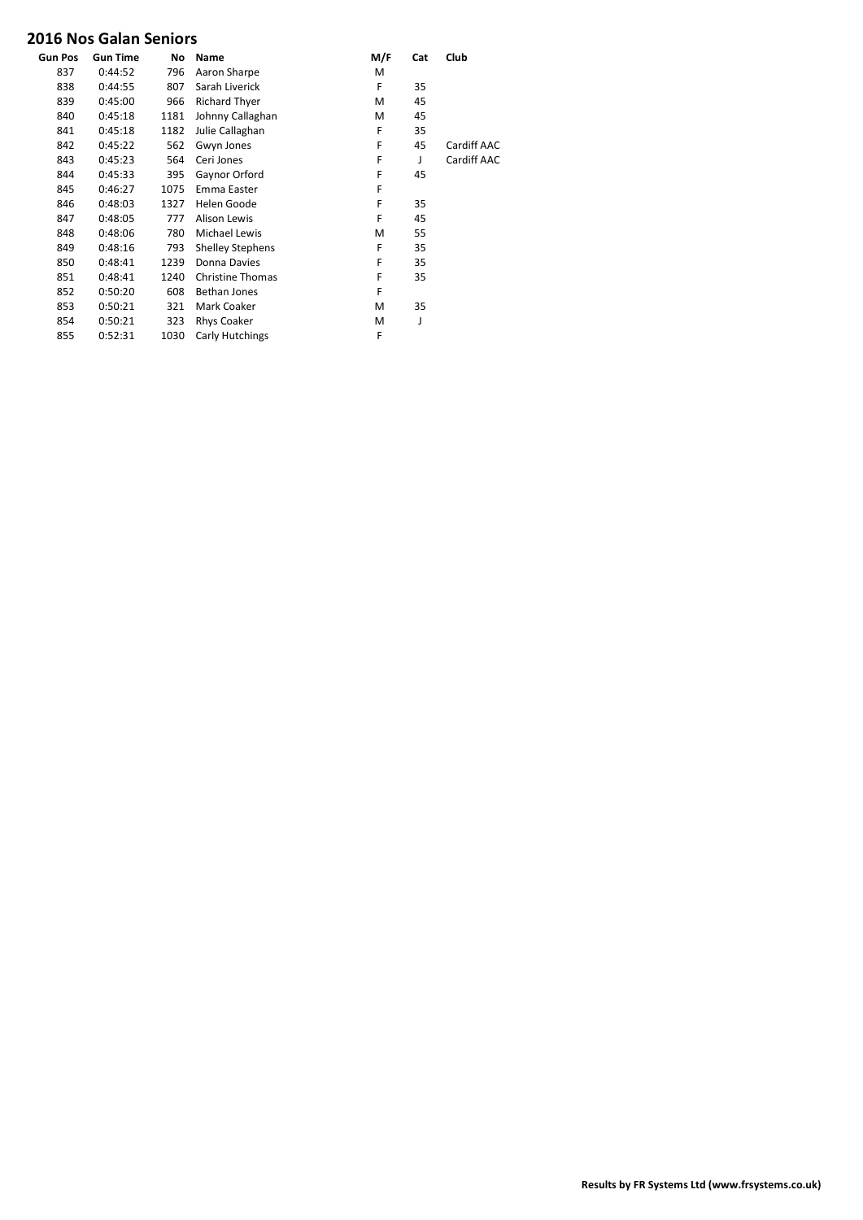## 2016 Nos Galan Seniors

| Gun Pos | Gun Time | No | Name | M/F | Cat | Club |
|---|---|---|---|---|---|---|
| 837 | 0:44:52 | 796 | Aaron Sharpe | M | | |
| 838 | 0:44:55 | 807 | Sarah Liverick | F | 35 | |
| 839 | 0:45:00 | 966 | Richard Thyer | M | 45 | |
| 840 | 0:45:18 | 1181 | Johnny Callaghan | M | 45 | |
| 841 | 0:45:18 | 1182 | Julie Callaghan | F | 35 | |
| 842 | 0:45:22 | 562 | Gwyn Jones | F | 45 | Cardiff AAC |
| 843 | 0:45:23 | 564 | Ceri Jones | F | J | Cardiff AAC |
| 844 | 0:45:33 | 395 | Gaynor Orford | F | 45 | |
| 845 | 0:46:27 | 1075 | Emma Easter | F | | |
| 846 | 0:48:03 | 1327 | Helen Goode | F | 35 | |
| 847 | 0:48:05 | 777 | Alison Lewis | F | 45 | |
| 848 | 0:48:06 | 780 | Michael Lewis | M | 55 | |
| 849 | 0:48:16 | 793 | Shelley Stephens | F | 35 | |
| 850 | 0:48:41 | 1239 | Donna Davies | F | 35 | |
| 851 | 0:48:41 | 1240 | Christine Thomas | F | 35 | |
| 852 | 0:50:20 | 608 | Bethan Jones | F | | |
| 853 | 0:50:21 | 321 | Mark Coaker | M | 35 | |
| 854 | 0:50:21 | 323 | Rhys Coaker | M | J | |
| 855 | 0:52:31 | 1030 | Carly Hutchings | F | | |

**Results by FR Systems Ltd (www.frsystems.co.uk)**